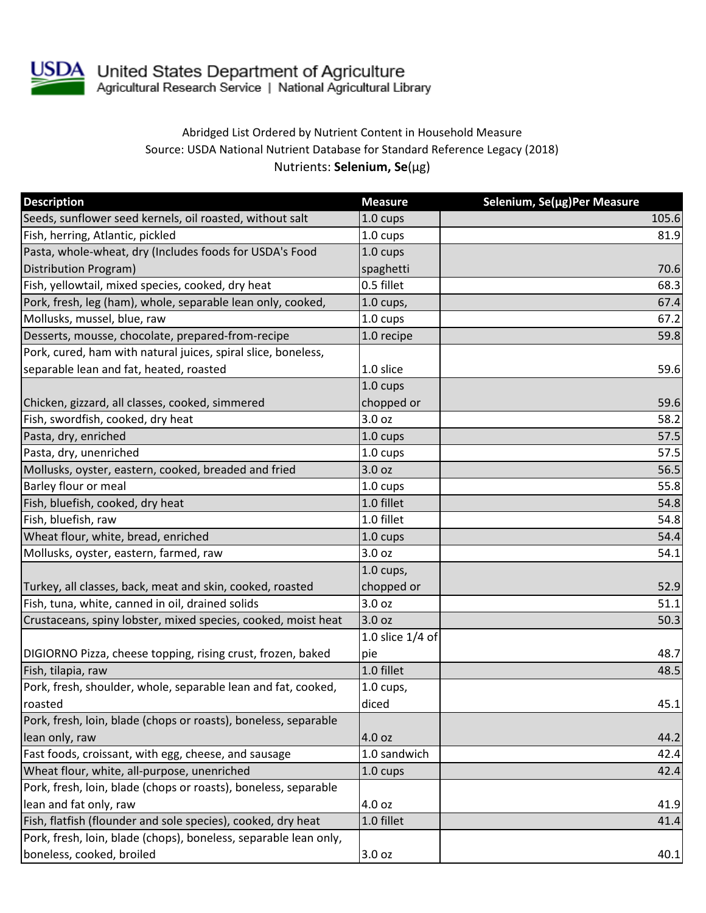United States Department of Agriculture
Agricultural Research Service | National Agricultural Library

Abridged List Ordered by Nutrient Content in Household Measure
Source: USDA National Nutrient Database for Standard Reference Legacy (2018)
Nutrients: **Selenium, Se**(µg)

| Description | Measure | Selenium, Se(µg)Per Measure |
|---|---|---|
| Seeds, sunflower seed kernels, oil roasted, without salt | 1.0 cups | 105.6 |
| Fish, herring, Atlantic, pickled | 1.0 cups | 81.9 |
| Pasta, whole-wheat, dry (Includes foods for USDA's Food Distribution Program) | 1.0 cups spaghetti | 70.6 |
| Fish, yellowtail, mixed species, cooked, dry heat | 0.5 fillet | 68.3 |
| Pork, fresh, leg (ham), whole, separable lean only, cooked, | 1.0 cups, | 67.4 |
| Mollusks, mussel, blue, raw | 1.0 cups | 67.2 |
| Desserts, mousse, chocolate, prepared-from-recipe | 1.0 recipe | 59.8 |
| Pork, cured, ham with natural juices, spiral slice, boneless, separable lean and fat, heated, roasted | 1.0 slice | 59.6 |
| Chicken, gizzard, all classes, cooked, simmered | 1.0 cups chopped or | 59.6 |
| Fish, swordfish, cooked, dry heat | 3.0 oz | 58.2 |
| Pasta, dry, enriched | 1.0 cups | 57.5 |
| Pasta, dry, unenriched | 1.0 cups | 57.5 |
| Mollusks, oyster, eastern, cooked, breaded and fried | 3.0 oz | 56.5 |
| Barley flour or meal | 1.0 cups | 55.8 |
| Fish, bluefish, cooked, dry heat | 1.0 fillet | 54.8 |
| Fish, bluefish, raw | 1.0 fillet | 54.8 |
| Wheat flour, white, bread, enriched | 1.0 cups | 54.4 |
| Mollusks, oyster, eastern, farmed, raw | 3.0 oz | 54.1 |
| Turkey, all classes, back, meat and skin, cooked, roasted | 1.0 cups, chopped or | 52.9 |
| Fish, tuna, white, canned in oil, drained solids | 3.0 oz | 51.1 |
| Crustaceans, spiny lobster, mixed species, cooked, moist heat | 3.0 oz | 50.3 |
| DIGIORNO Pizza, cheese topping, rising crust, frozen, baked | 1.0 slice 1/4 of pie | 48.7 |
| Fish, tilapia, raw | 1.0 fillet | 48.5 |
| Pork, fresh, shoulder, whole, separable lean and fat, cooked, roasted | 1.0 cups, diced | 45.1 |
| Pork, fresh, loin, blade (chops or roasts), boneless, separable lean only, raw | 4.0 oz | 44.2 |
| Fast foods, croissant, with egg, cheese, and sausage | 1.0 sandwich | 42.4 |
| Wheat flour, white, all-purpose, unenriched | 1.0 cups | 42.4 |
| Pork, fresh, loin, blade (chops or roasts), boneless, separable lean and fat only, raw | 4.0 oz | 41.9 |
| Fish, flatfish (flounder and sole species), cooked, dry heat | 1.0 fillet | 41.4 |
| Pork, fresh, loin, blade (chops), boneless, separable lean only, boneless, cooked, broiled | 3.0 oz | 40.1 |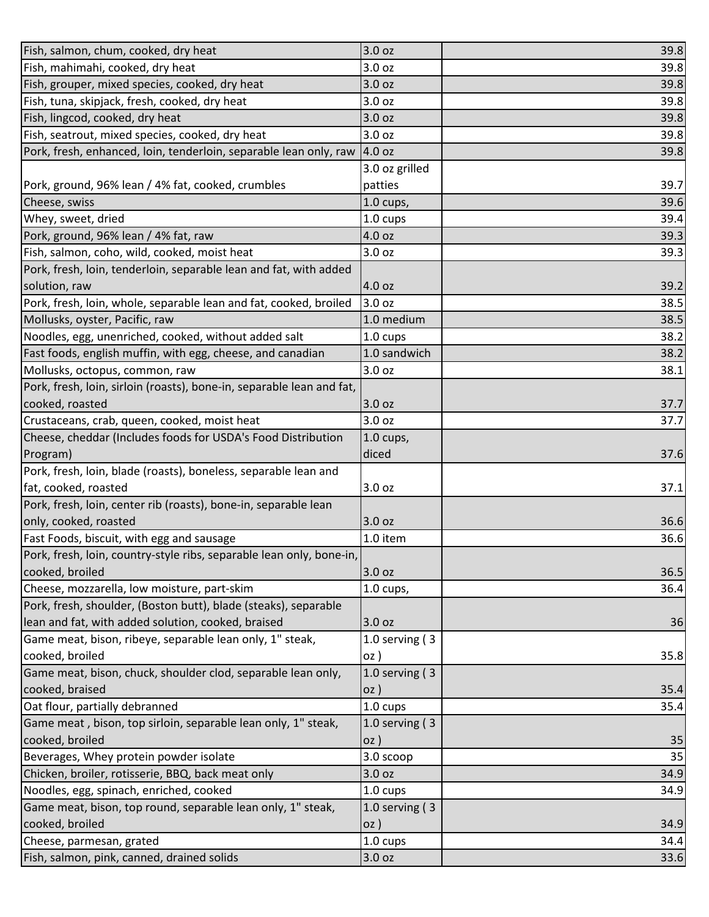| | | |
|---|---|---|
| Fish, salmon, chum, cooked, dry heat | 3.0 oz | 39.8 |
| Fish, mahimahi, cooked, dry heat | 3.0 oz | 39.8 |
| Fish, grouper, mixed species, cooked, dry heat | 3.0 oz | 39.8 |
| Fish, tuna, skipjack, fresh, cooked, dry heat | 3.0 oz | 39.8 |
| Fish, lingcod, cooked, dry heat | 3.0 oz | 39.8 |
| Fish, seatrout, mixed species, cooked, dry heat | 3.0 oz | 39.8 |
| Pork, fresh, enhanced, loin, tenderloin, separable lean only, raw | 4.0 oz | 39.8 |
| Pork, ground, 96% lean / 4% fat, cooked, crumbles | 3.0 oz grilled patties | 39.7 |
| Cheese, swiss | 1.0 cups, | 39.6 |
| Whey, sweet, dried | 1.0 cups | 39.4 |
| Pork, ground, 96% lean / 4% fat, raw | 4.0 oz | 39.3 |
| Fish, salmon, coho, wild, cooked, moist heat | 3.0 oz | 39.3 |
| Pork, fresh, loin, tenderloin, separable lean and fat, with added solution, raw | 4.0 oz | 39.2 |
| Pork, fresh, loin, whole, separable lean and fat, cooked, broiled | 3.0 oz | 38.5 |
| Mollusks, oyster, Pacific, raw | 1.0 medium | 38.5 |
| Noodles, egg, unenriched, cooked, without added salt | 1.0 cups | 38.2 |
| Fast foods, english muffin, with egg, cheese, and canadian | 1.0 sandwich | 38.2 |
| Mollusks, octopus, common, raw | 3.0 oz | 38.1 |
| Pork, fresh, loin, sirloin (roasts), bone-in, separable lean and fat, cooked, roasted | 3.0 oz | 37.7 |
| Crustaceans, crab, queen, cooked, moist heat | 3.0 oz | 37.7 |
| Cheese, cheddar (Includes foods for USDA's Food Distribution Program) | 1.0 cups, diced | 37.6 |
| Pork, fresh, loin, blade (roasts), boneless, separable lean and fat, cooked, roasted | 3.0 oz | 37.1 |
| Pork, fresh, loin, center rib (roasts), bone-in, separable lean only, cooked, roasted | 3.0 oz | 36.6 |
| Fast Foods, biscuit, with egg and sausage | 1.0 item | 36.6 |
| Pork, fresh, loin, country-style ribs, separable lean only, bone-in, cooked, broiled | 3.0 oz | 36.5 |
| Cheese, mozzarella, low moisture, part-skim | 1.0 cups, | 36.4 |
| Pork, fresh, shoulder, (Boston butt), blade (steaks), separable lean and fat, with added solution, cooked, braised | 3.0 oz | 36 |
| Game meat, bison, ribeye, separable lean only, 1" steak, cooked, broiled | 1.0 serving ( 3 oz ) | 35.8 |
| Game meat, bison, chuck, shoulder clod, separable lean only, cooked, braised | 1.0 serving ( 3 oz ) | 35.4 |
| Oat flour, partially debranned | 1.0 cups | 35.4 |
| Game meat , bison, top sirloin, separable lean only, 1" steak, cooked, broiled | 1.0 serving ( 3 oz ) | 35 |
| Beverages, Whey protein powder isolate | 3.0 scoop | 35 |
| Chicken, broiler, rotisserie, BBQ, back meat only | 3.0 oz | 34.9 |
| Noodles, egg, spinach, enriched, cooked | 1.0 cups | 34.9 |
| Game meat, bison, top round, separable lean only, 1" steak, cooked, broiled | 1.0 serving ( 3 oz ) | 34.9 |
| Cheese, parmesan, grated | 1.0 cups | 34.4 |
| Fish, salmon, pink, canned, drained solids | 3.0 oz | 33.6 |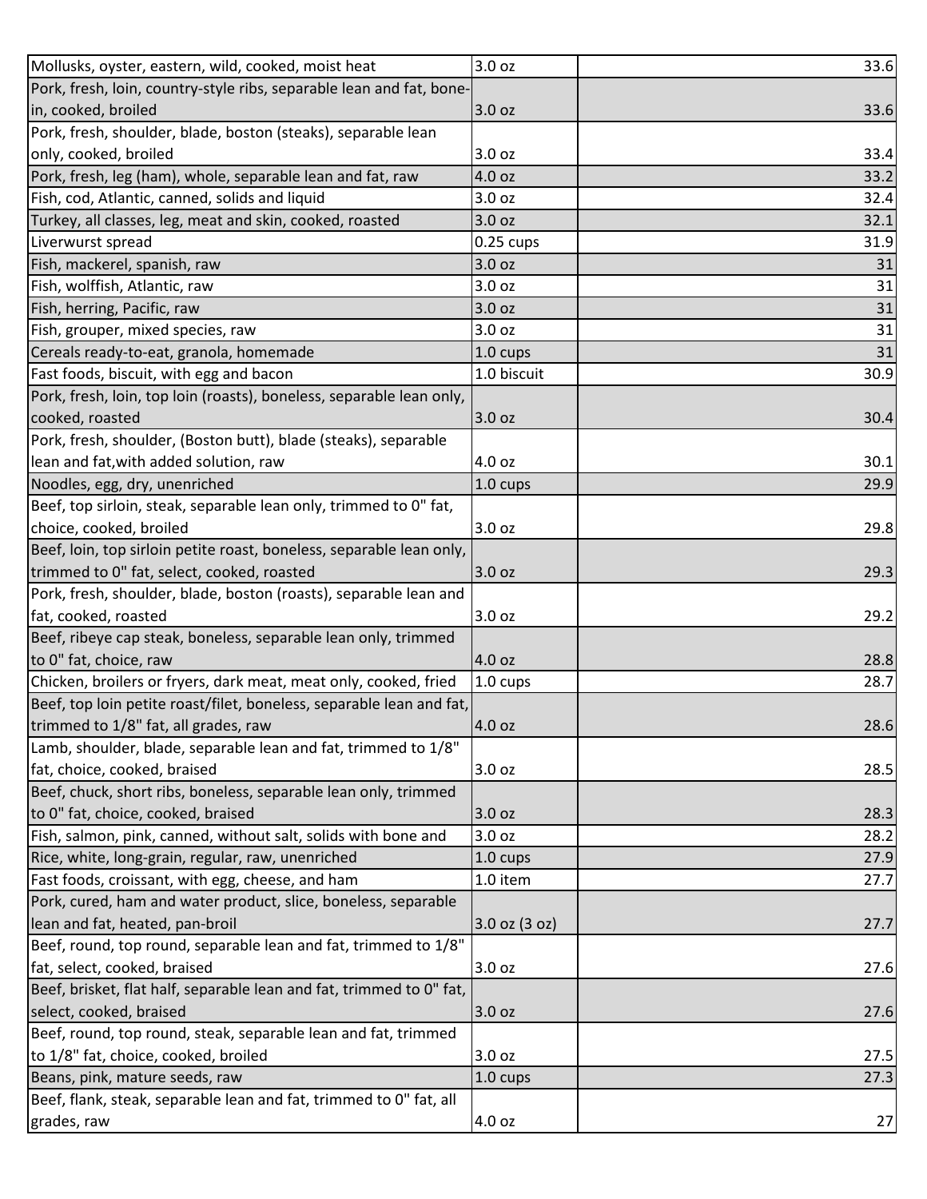| | | |
|---|---|---|
| Mollusks, oyster, eastern, wild, cooked, moist heat | 3.0 oz | 33.6 |
| Pork, fresh, loin, country-style ribs, separable lean and fat, bone-in, cooked, broiled | 3.0 oz | 33.6 |
| Pork, fresh, shoulder, blade, boston (steaks), separable lean only, cooked, broiled | 3.0 oz | 33.4 |
| Pork, fresh, leg (ham), whole, separable lean and fat, raw | 4.0 oz | 33.2 |
| Fish, cod, Atlantic, canned, solids and liquid | 3.0 oz | 32.4 |
| Turkey, all classes, leg, meat and skin, cooked, roasted | 3.0 oz | 32.1 |
| Liverwurst spread | 0.25 cups | 31.9 |
| Fish, mackerel, spanish, raw | 3.0 oz | 31 |
| Fish, wolffish, Atlantic, raw | 3.0 oz | 31 |
| Fish, herring, Pacific, raw | 3.0 oz | 31 |
| Fish, grouper, mixed species, raw | 3.0 oz | 31 |
| Cereals ready-to-eat, granola, homemade | 1.0 cups | 31 |
| Fast foods, biscuit, with egg and bacon | 1.0 biscuit | 30.9 |
| Pork, fresh, loin, top loin (roasts), boneless, separable lean only, cooked, roasted | 3.0 oz | 30.4 |
| Pork, fresh, shoulder, (Boston butt), blade (steaks), separable lean and fat,with added solution, raw | 4.0 oz | 30.1 |
| Noodles, egg, dry, unenriched | 1.0 cups | 29.9 |
| Beef, top sirloin, steak, separable lean only, trimmed to 0" fat, choice, cooked, broiled | 3.0 oz | 29.8 |
| Beef, loin, top sirloin petite roast, boneless, separable lean only, trimmed to 0" fat, select, cooked, roasted | 3.0 oz | 29.3 |
| Pork, fresh, shoulder, blade, boston (roasts), separable lean and fat, cooked, roasted | 3.0 oz | 29.2 |
| Beef, ribeye cap steak, boneless, separable lean only, trimmed to 0" fat, choice, raw | 4.0 oz | 28.8 |
| Chicken, broilers or fryers, dark meat, meat only, cooked, fried | 1.0 cups | 28.7 |
| Beef, top loin petite roast/filet, boneless, separable lean and fat, trimmed to 1/8" fat, all grades, raw | 4.0 oz | 28.6 |
| Lamb, shoulder, blade, separable lean and fat, trimmed to 1/8" fat, choice, cooked, braised | 3.0 oz | 28.5 |
| Beef, chuck, short ribs, boneless, separable lean only, trimmed to 0" fat, choice, cooked, braised | 3.0 oz | 28.3 |
| Fish, salmon, pink, canned, without salt, solids with bone and | 3.0 oz | 28.2 |
| Rice, white, long-grain, regular, raw, unenriched | 1.0 cups | 27.9 |
| Fast foods, croissant, with egg, cheese, and ham | 1.0 item | 27.7 |
| Pork, cured, ham and water product, slice, boneless, separable lean and fat, heated, pan-broil | 3.0 oz (3 oz) | 27.7 |
| Beef, round, top round, separable lean and fat, trimmed to 1/8" fat, select, cooked, braised | 3.0 oz | 27.6 |
| Beef, brisket, flat half, separable lean and fat, trimmed to 0" fat, select, cooked, braised | 3.0 oz | 27.6 |
| Beef, round, top round, steak, separable lean and fat, trimmed to 1/8" fat, choice, cooked, broiled | 3.0 oz | 27.5 |
| Beans, pink, mature seeds, raw | 1.0 cups | 27.3 |
| Beef, flank, steak, separable lean and fat, trimmed to 0" fat, all grades, raw | 4.0 oz | 27 |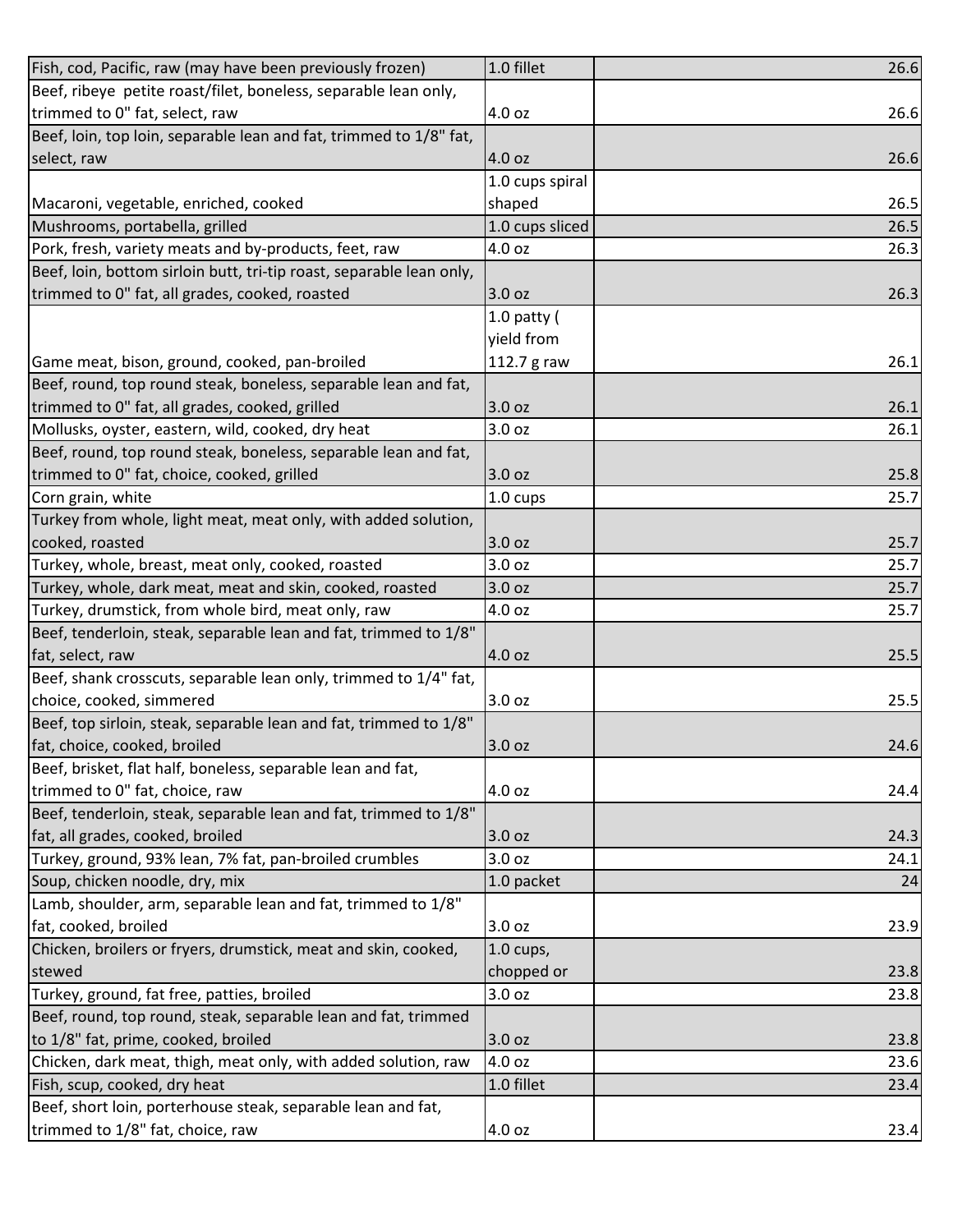| | | |
|---|---|---|
| Fish, cod, Pacific, raw (may have been previously frozen) | 1.0 fillet | 26.6 |
| Beef, ribeye petite roast/filet, boneless, separable lean only, trimmed to 0" fat, select, raw | 4.0 oz | 26.6 |
| Beef, loin, top loin, separable lean and fat, trimmed to 1/8" fat, select, raw | 4.0 oz | 26.6 |
| Macaroni, vegetable, enriched, cooked | 1.0 cups spiral shaped | 26.5 |
| Mushrooms, portabella, grilled | 1.0 cups sliced | 26.5 |
| Pork, fresh, variety meats and by-products, feet, raw | 4.0 oz | 26.3 |
| Beef, loin, bottom sirloin butt, tri-tip roast, separable lean only, trimmed to 0" fat, all grades, cooked, roasted | 3.0 oz | 26.3 |
| Game meat, bison, ground, cooked, pan-broiled | 1.0 patty ( yield from 112.7 g raw | 26.1 |
| Beef, round, top round steak, boneless, separable lean and fat, trimmed to 0" fat, all grades, cooked, grilled | 3.0 oz | 26.1 |
| Mollusks, oyster, eastern, wild, cooked, dry heat | 3.0 oz | 26.1 |
| Beef, round, top round steak, boneless, separable lean and fat, trimmed to 0" fat, choice, cooked, grilled | 3.0 oz | 25.8 |
| Corn grain, white | 1.0 cups | 25.7 |
| Turkey from whole, light meat, meat only, with added solution, cooked, roasted | 3.0 oz | 25.7 |
| Turkey, whole, breast, meat only, cooked, roasted | 3.0 oz | 25.7 |
| Turkey, whole, dark meat, meat and skin, cooked, roasted | 3.0 oz | 25.7 |
| Turkey, drumstick, from whole bird, meat only, raw | 4.0 oz | 25.7 |
| Beef, tenderloin, steak, separable lean and fat, trimmed to 1/8" fat, select, raw | 4.0 oz | 25.5 |
| Beef, shank crosscuts, separable lean only, trimmed to 1/4" fat, choice, cooked, simmered | 3.0 oz | 25.5 |
| Beef, top sirloin, steak, separable lean and fat, trimmed to 1/8" fat, choice, cooked, broiled | 3.0 oz | 24.6 |
| Beef, brisket, flat half, boneless, separable lean and fat, trimmed to 0" fat, choice, raw | 4.0 oz | 24.4 |
| Beef, tenderloin, steak, separable lean and fat, trimmed to 1/8" fat, all grades, cooked, broiled | 3.0 oz | 24.3 |
| Turkey, ground, 93% lean, 7% fat, pan-broiled crumbles | 3.0 oz | 24.1 |
| Soup, chicken noodle, dry, mix | 1.0 packet | 24 |
| Lamb, shoulder, arm, separable lean and fat, trimmed to 1/8" fat, cooked, broiled | 3.0 oz | 23.9 |
| Chicken, broilers or fryers, drumstick, meat and skin, cooked, stewed | 1.0 cups, chopped or | 23.8 |
| Turkey, ground, fat free, patties, broiled | 3.0 oz | 23.8 |
| Beef, round, top round, steak, separable lean and fat, trimmed to 1/8" fat, prime, cooked, broiled | 3.0 oz | 23.8 |
| Chicken, dark meat, thigh, meat only, with added solution, raw | 4.0 oz | 23.6 |
| Fish, scup, cooked, dry heat | 1.0 fillet | 23.4 |
| Beef, short loin, porterhouse steak, separable lean and fat, trimmed to 1/8" fat, choice, raw | 4.0 oz | 23.4 |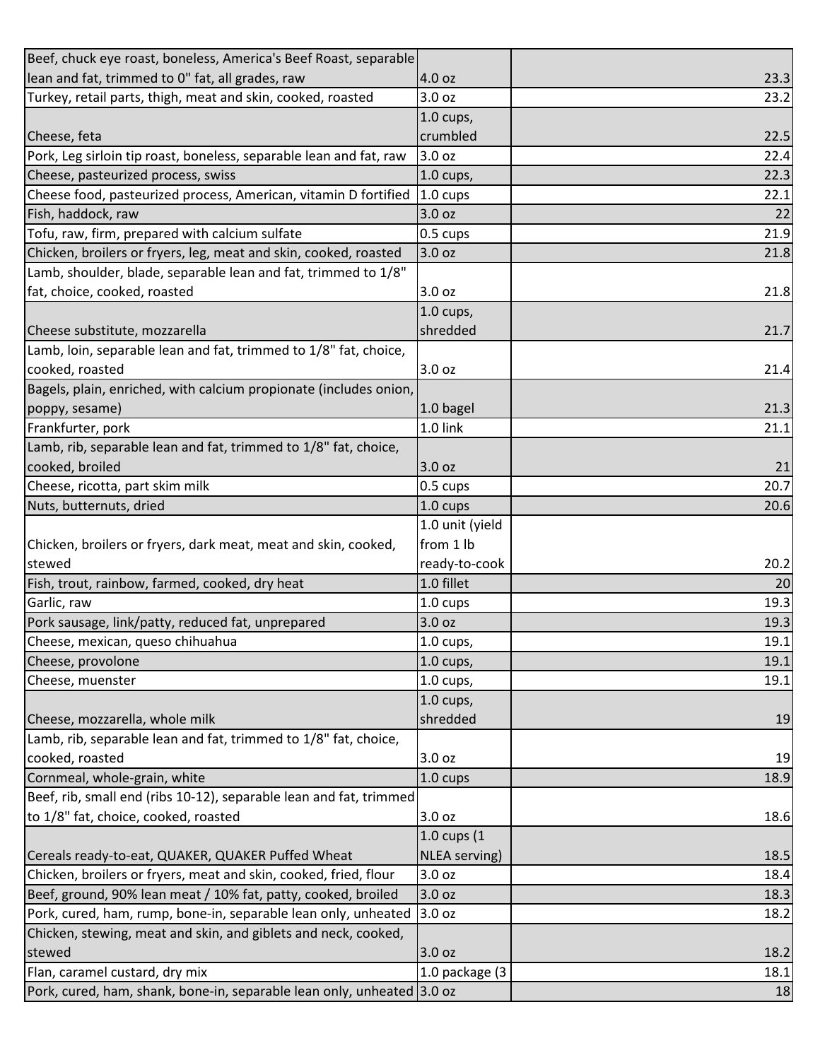| | | |
|---|---|---|
| Beef, chuck eye roast, boneless, America's Beef Roast, separable lean and fat, trimmed to 0" fat, all grades, raw | 4.0 oz | 23.3 |
| Turkey, retail parts, thigh, meat and skin, cooked, roasted | 3.0 oz | 23.2 |
| Cheese, feta | 1.0 cups, crumbled | 22.5 |
| Pork, Leg sirloin tip roast, boneless, separable lean and fat, raw | 3.0 oz | 22.4 |
| Cheese, pasteurized process, swiss | 1.0 cups, | 22.3 |
| Cheese food, pasteurized process, American, vitamin D fortified | 1.0 cups | 22.1 |
| Fish, haddock, raw | 3.0 oz | 22 |
| Tofu, raw, firm, prepared with calcium sulfate | 0.5 cups | 21.9 |
| Chicken, broilers or fryers, leg, meat and skin, cooked, roasted | 3.0 oz | 21.8 |
| Lamb, shoulder, blade, separable lean and fat, trimmed to 1/8" fat, choice, cooked, roasted | 3.0 oz | 21.8 |
| Cheese substitute, mozzarella | 1.0 cups, shredded | 21.7 |
| Lamb, loin, separable lean and fat, trimmed to 1/8" fat, choice, cooked, roasted | 3.0 oz | 21.4 |
| Bagels, plain, enriched, with calcium propionate (includes onion, poppy, sesame) | 1.0 bagel | 21.3 |
| Frankfurter, pork | 1.0 link | 21.1 |
| Lamb, rib, separable lean and fat, trimmed to 1/8" fat, choice, cooked, broiled | 3.0 oz | 21 |
| Cheese, ricotta, part skim milk | 0.5 cups | 20.7 |
| Nuts, butternuts, dried | 1.0 cups | 20.6 |
| Chicken, broilers or fryers, dark meat, meat and skin, cooked, stewed | 1.0 unit (yield from 1 lb ready-to-cook | 20.2 |
| Fish, trout, rainbow, farmed, cooked, dry heat | 1.0 fillet | 20 |
| Garlic, raw | 1.0 cups | 19.3 |
| Pork sausage, link/patty, reduced fat, unprepared | 3.0 oz | 19.3 |
| Cheese, mexican, queso chihuahua | 1.0 cups, | 19.1 |
| Cheese, provolone | 1.0 cups, | 19.1 |
| Cheese, muenster | 1.0 cups, | 19.1 |
| Cheese, mozzarella, whole milk | 1.0 cups, shredded | 19 |
| Lamb, rib, separable lean and fat, trimmed to 1/8" fat, choice, cooked, roasted | 3.0 oz | 19 |
| Cornmeal, whole-grain, white | 1.0 cups | 18.9 |
| Beef, rib, small end (ribs 10-12), separable lean and fat, trimmed to 1/8" fat, choice, cooked, roasted | 3.0 oz | 18.6 |
| Cereals ready-to-eat, QUAKER, QUAKER Puffed Wheat | 1.0 cups (1 NLEA serving) | 18.5 |
| Chicken, broilers or fryers, meat and skin, cooked, fried, flour | 3.0 oz | 18.4 |
| Beef, ground, 90% lean meat / 10% fat, patty, cooked, broiled | 3.0 oz | 18.3 |
| Pork, cured, ham, rump, bone-in, separable lean only, unheated | 3.0 oz | 18.2 |
| Chicken, stewing, meat and skin, and giblets and neck, cooked, stewed | 3.0 oz | 18.2 |
| Flan, caramel custard, dry mix | 1.0 package (3 | 18.1 |
| Pork, cured, ham, shank, bone-in, separable lean only, unheated | 3.0 oz | 18 |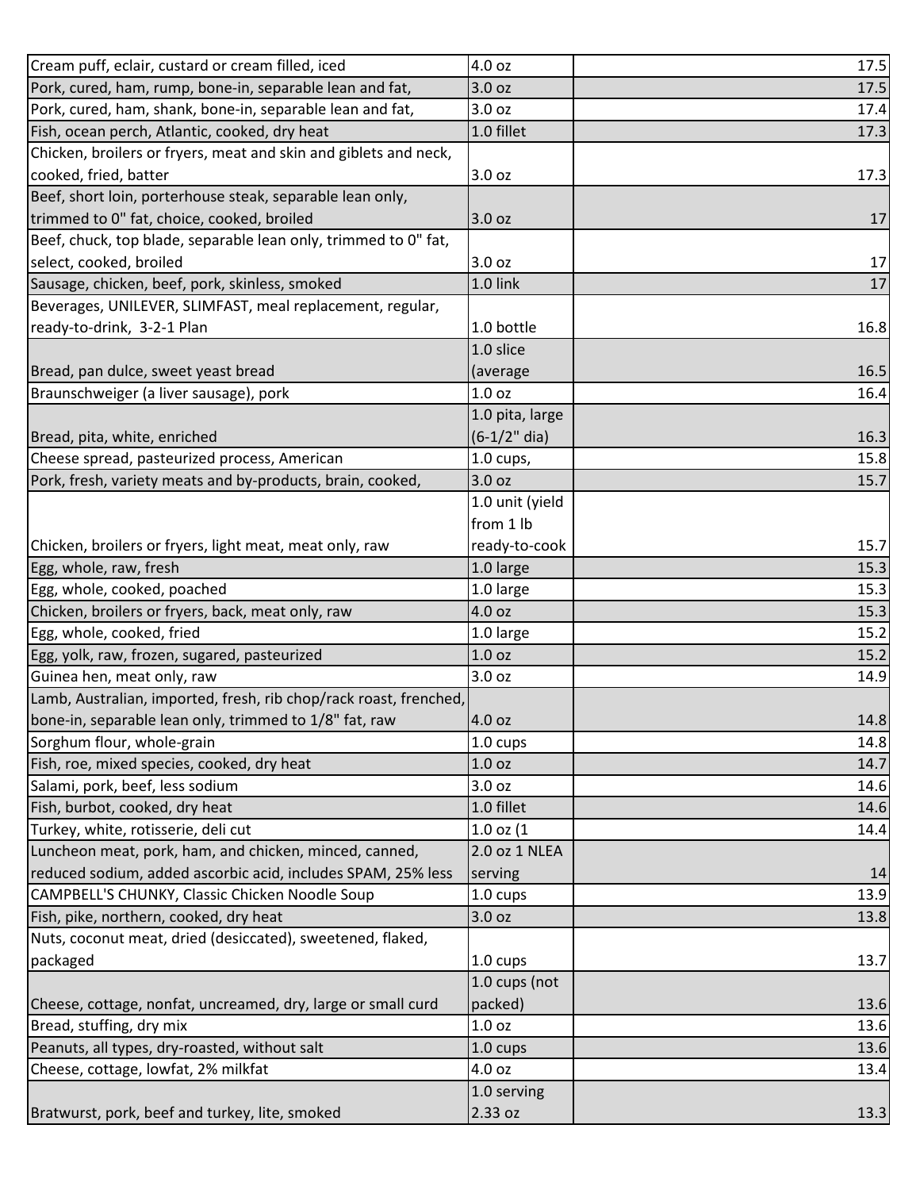| | | |
|---|---|---|
| Cream puff, eclair, custard or cream filled, iced | 4.0 oz | 17.5 |
| Pork, cured, ham, rump, bone-in, separable lean and fat, | 3.0 oz | 17.5 |
| Pork, cured, ham, shank, bone-in, separable lean and fat, | 3.0 oz | 17.4 |
| Fish, ocean perch, Atlantic, cooked, dry heat | 1.0 fillet | 17.3 |
| Chicken, broilers or fryers, meat and skin and giblets and neck, cooked, fried, batter | 3.0 oz | 17.3 |
| Beef, short loin, porterhouse steak, separable lean only, trimmed to 0" fat, choice, cooked, broiled | 3.0 oz | 17 |
| Beef, chuck, top blade, separable lean only, trimmed to 0" fat, select, cooked, broiled | 3.0 oz | 17 |
| Sausage, chicken, beef, pork, skinless, smoked | 1.0 link | 17 |
| Beverages, UNILEVER, SLIMFAST, meal replacement, regular, ready-to-drink, 3-2-1 Plan | 1.0 bottle | 16.8 |
| Bread, pan dulce, sweet yeast bread | 1.0 slice (average | 16.5 |
| Braunschweiger (a liver sausage), pork | 1.0 oz | 16.4 |
| Bread, pita, white, enriched | 1.0 pita, large (6-1/2" dia) | 16.3 |
| Cheese spread, pasteurized process, American | 1.0 cups, | 15.8 |
| Pork, fresh, variety meats and by-products, brain, cooked, | 3.0 oz | 15.7 |
| Chicken, broilers or fryers, light meat, meat only, raw | 1.0 unit (yield from 1 lb ready-to-cook | 15.7 |
| Egg, whole, raw, fresh | 1.0 large | 15.3 |
| Egg, whole, cooked, poached | 1.0 large | 15.3 |
| Chicken, broilers or fryers, back, meat only, raw | 4.0 oz | 15.3 |
| Egg, whole, cooked, fried | 1.0 large | 15.2 |
| Egg, yolk, raw, frozen, sugared, pasteurized | 1.0 oz | 15.2 |
| Guinea hen, meat only, raw | 3.0 oz | 14.9 |
| Lamb, Australian, imported, fresh, rib chop/rack roast, frenched, bone-in, separable lean only, trimmed to 1/8" fat, raw | 4.0 oz | 14.8 |
| Sorghum flour, whole-grain | 1.0 cups | 14.8 |
| Fish, roe, mixed species, cooked, dry heat | 1.0 oz | 14.7 |
| Salami, pork, beef, less sodium | 3.0 oz | 14.6 |
| Fish, burbot, cooked, dry heat | 1.0 fillet | 14.6 |
| Turkey, white, rotisserie, deli cut | 1.0 oz (1 | 14.4 |
| Luncheon meat, pork, ham, and chicken, minced, canned, reduced sodium, added ascorbic acid, includes SPAM, 25% less | 2.0 oz 1 NLEA serving | 14 |
| CAMPBELL'S CHUNKY, Classic Chicken Noodle Soup | 1.0 cups | 13.9 |
| Fish, pike, northern, cooked, dry heat | 3.0 oz | 13.8 |
| Nuts, coconut meat, dried (desiccated), sweetened, flaked, packaged | 1.0 cups | 13.7 |
| Cheese, cottage, nonfat, uncreamed, dry, large or small curd | 1.0 cups (not packed) | 13.6 |
| Bread, stuffing, dry mix | 1.0 oz | 13.6 |
| Peanuts, all types, dry-roasted, without salt | 1.0 cups | 13.6 |
| Cheese, cottage, lowfat, 2% milkfat | 4.0 oz | 13.4 |
| Bratwurst, pork, beef and turkey, lite, smoked | 1.0 serving 2.33 oz | 13.3 |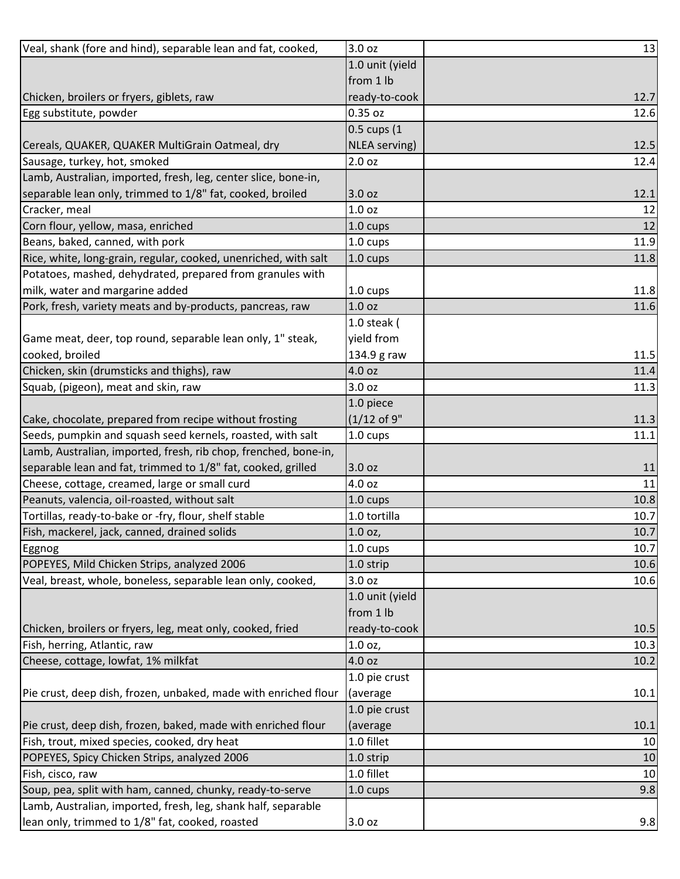| Veal, shank (fore and hind), separable lean and fat, cooked, | 3.0 oz | 13 |
|---|---|---|
| Chicken, broilers or fryers, giblets, raw | 1.0 unit (yield from 1 lb ready-to-cook | 12.7 |
| Egg substitute, powder | 0.35 oz | 12.6 |
| Cereals, QUAKER, QUAKER MultiGrain Oatmeal, dry | 0.5 cups (1 NLEA serving) | 12.5 |
| Sausage, turkey, hot, smoked | 2.0 oz | 12.4 |
| Lamb, Australian, imported, fresh, leg, center slice, bone-in, separable lean only, trimmed to 1/8" fat, cooked, broiled | 3.0 oz | 12.1 |
| Cracker, meal | 1.0 oz | 12 |
| Corn flour, yellow, masa, enriched | 1.0 cups | 12 |
| Beans, baked, canned, with pork | 1.0 cups | 11.9 |
| Rice, white, long-grain, regular, cooked, unenriched, with salt | 1.0 cups | 11.8 |
| Potatoes, mashed, dehydrated, prepared from granules with milk, water and margarine added | 1.0 cups | 11.8 |
| Pork, fresh, variety meats and by-products, pancreas, raw | 1.0 oz | 11.6 |
| Game meat, deer, top round, separable lean only, 1" steak, cooked, broiled | 1.0 steak ( yield from 134.9 g raw | 11.5 |
| Chicken, skin (drumsticks and thighs), raw | 4.0 oz | 11.4 |
| Squab, (pigeon), meat and skin, raw | 3.0 oz | 11.3 |
| Cake, chocolate, prepared from recipe without frosting | 1.0 piece (1/12 of 9" | 11.3 |
| Seeds, pumpkin and squash seed kernels, roasted, with salt | 1.0 cups | 11.1 |
| Lamb, Australian, imported, fresh, rib chop, frenched, bone-in, separable lean and fat, trimmed to 1/8" fat, cooked, grilled | 3.0 oz | 11 |
| Cheese, cottage, creamed, large or small curd | 4.0 oz | 11 |
| Peanuts, valencia, oil-roasted, without salt | 1.0 cups | 10.8 |
| Tortillas, ready-to-bake or -fry, flour, shelf stable | 1.0 tortilla | 10.7 |
| Fish, mackerel, jack, canned, drained solids | 1.0 oz, | 10.7 |
| Eggnog | 1.0 cups | 10.7 |
| POPEYES, Mild Chicken Strips, analyzed 2006 | 1.0 strip | 10.6 |
| Veal, breast, whole, boneless, separable lean only, cooked, | 3.0 oz | 10.6 |
| Chicken, broilers or fryers, leg, meat only, cooked, fried | 1.0 unit (yield from 1 lb ready-to-cook | 10.5 |
| Fish, herring, Atlantic, raw | 1.0 oz, | 10.3 |
| Cheese, cottage, lowfat, 1% milkfat | 4.0 oz | 10.2 |
| Pie crust, deep dish, frozen, unbaked, made with enriched flour | 1.0 pie crust (average | 10.1 |
| Pie crust, deep dish, frozen, baked, made with enriched flour | 1.0 pie crust (average | 10.1 |
| Fish, trout, mixed species, cooked, dry heat | 1.0 fillet | 10 |
| POPEYES, Spicy Chicken Strips, analyzed 2006 | 1.0 strip | 10 |
| Fish, cisco, raw | 1.0 fillet | 10 |
| Soup, pea, split with ham, canned, chunky, ready-to-serve | 1.0 cups | 9.8 |
| Lamb, Australian, imported, fresh, leg, shank half, separable lean only, trimmed to 1/8" fat, cooked, roasted | 3.0 oz | 9.8 |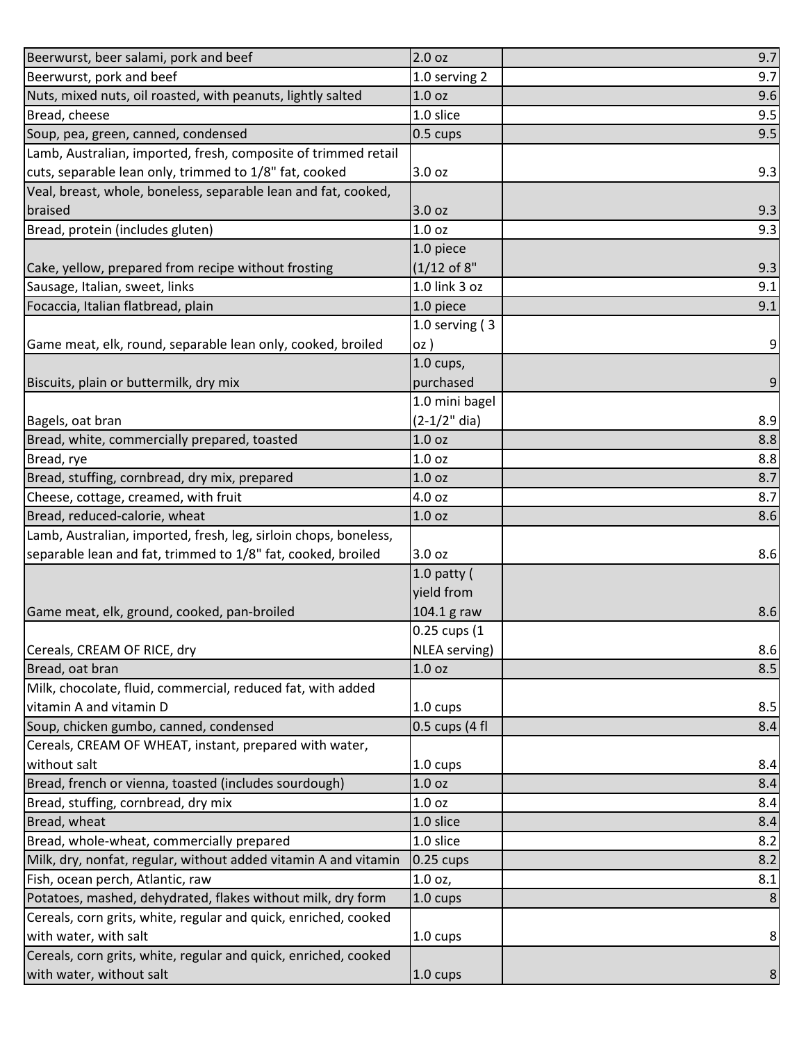| | | |
|---|---|---|
| Beerwurst, beer salami, pork and beef | 2.0 oz | 9.7 |
| Beerwurst, pork and beef | 1.0 serving 2 | 9.7 |
| Nuts, mixed nuts, oil roasted, with peanuts, lightly salted | 1.0 oz | 9.6 |
| Bread, cheese | 1.0 slice | 9.5 |
| Soup, pea, green, canned, condensed | 0.5 cups | 9.5 |
| Lamb, Australian, imported, fresh, composite of trimmed retail cuts, separable lean only, trimmed to 1/8" fat, cooked | 3.0 oz | 9.3 |
| Veal, breast, whole, boneless, separable lean and fat, cooked, braised | 3.0 oz | 9.3 |
| Bread, protein (includes gluten) | 1.0 oz | 9.3 |
| Cake, yellow, prepared from recipe without frosting | 1.0 piece (1/12 of 8" | 9.3 |
| Sausage, Italian, sweet, links | 1.0 link 3 oz | 9.1 |
| Focaccia, Italian flatbread, plain | 1.0 piece | 9.1 |
| Game meat, elk, round, separable lean only, cooked, broiled | 1.0 serving ( 3 oz ) | 9 |
| Biscuits, plain or buttermilk, dry mix | 1.0 cups, purchased | 9 |
| Bagels, oat bran | 1.0 mini bagel (2-1/2" dia) | 8.9 |
| Bread, white, commercially prepared, toasted | 1.0 oz | 8.8 |
| Bread, rye | 1.0 oz | 8.8 |
| Bread, stuffing, cornbread, dry mix, prepared | 1.0 oz | 8.7 |
| Cheese, cottage, creamed, with fruit | 4.0 oz | 8.7 |
| Bread, reduced-calorie, wheat | 1.0 oz | 8.6 |
| Lamb, Australian, imported, fresh, leg, sirloin chops, boneless, separable lean and fat, trimmed to 1/8" fat, cooked, broiled | 3.0 oz | 8.6 |
| Game meat, elk, ground, cooked, pan-broiled | 1.0 patty ( yield from 104.1 g raw | 8.6 |
| Cereals, CREAM OF RICE, dry | 0.25 cups (1 NLEA serving) | 8.6 |
| Bread, oat bran | 1.0 oz | 8.5 |
| Milk, chocolate, fluid, commercial, reduced fat, with added vitamin A and vitamin D | 1.0 cups | 8.5 |
| Soup, chicken gumbo, canned, condensed | 0.5 cups (4 fl | 8.4 |
| Cereals, CREAM OF WHEAT, instant, prepared with water, without salt | 1.0 cups | 8.4 |
| Bread, french or vienna, toasted (includes sourdough) | 1.0 oz | 8.4 |
| Bread, stuffing, cornbread, dry mix | 1.0 oz | 8.4 |
| Bread, wheat | 1.0 slice | 8.4 |
| Bread, whole-wheat, commercially prepared | 1.0 slice | 8.2 |
| Milk, dry, nonfat, regular, without added vitamin A and vitamin | 0.25 cups | 8.2 |
| Fish, ocean perch, Atlantic, raw | 1.0 oz, | 8.1 |
| Potatoes, mashed, dehydrated, flakes without milk, dry form | 1.0 cups | 8 |
| Cereals, corn grits, white, regular and quick, enriched, cooked with water, with salt | 1.0 cups | 8 |
| Cereals, corn grits, white, regular and quick, enriched, cooked with water, without salt | 1.0 cups | 8 |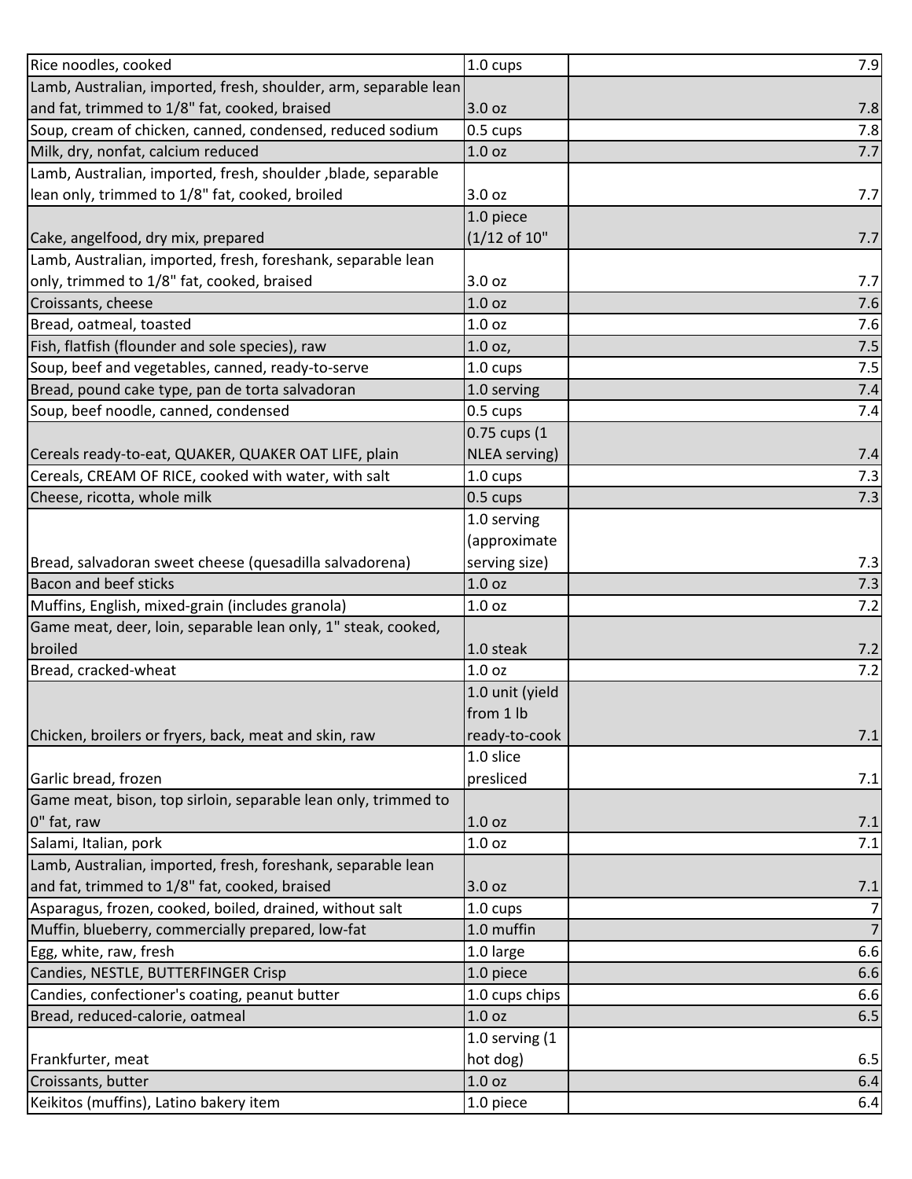| | | |
|---|---|---|
| Rice noodles, cooked | 1.0 cups | 7.9 |
| Lamb, Australian, imported, fresh, shoulder, arm, separable lean and fat, trimmed to 1/8" fat, cooked, braised | 3.0 oz | 7.8 |
| Soup, cream of chicken, canned, condensed, reduced sodium | 0.5 cups | 7.8 |
| Milk, dry, nonfat, calcium reduced | 1.0 oz | 7.7 |
| Lamb, Australian, imported, fresh, shoulder ,blade, separable lean only, trimmed to 1/8" fat, cooked, broiled | 3.0 oz | 7.7 |
| Cake, angelfood, dry mix, prepared | 1.0 piece (1/12 of 10" | 7.7 |
| Lamb, Australian, imported, fresh, foreshank, separable lean only, trimmed to 1/8" fat, cooked, braised | 3.0 oz | 7.7 |
| Croissants, cheese | 1.0 oz | 7.6 |
| Bread, oatmeal, toasted | 1.0 oz | 7.6 |
| Fish, flatfish (flounder and sole species), raw | 1.0 oz, | 7.5 |
| Soup, beef and vegetables, canned, ready-to-serve | 1.0 cups | 7.5 |
| Bread, pound cake type, pan de torta salvadoran | 1.0 serving | 7.4 |
| Soup, beef noodle, canned, condensed | 0.5 cups | 7.4 |
| Cereals ready-to-eat, QUAKER, QUAKER OAT LIFE, plain | 0.75 cups (1 NLEA serving) | 7.4 |
| Cereals, CREAM OF RICE, cooked with water, with salt | 1.0 cups | 7.3 |
| Cheese, ricotta, whole milk | 0.5 cups | 7.3 |
| Bread, salvadoran sweet cheese (quesadilla salvadorena) | 1.0 serving (approximate serving size) | 7.3 |
| Bacon and beef sticks | 1.0 oz | 7.3 |
| Muffins, English, mixed-grain (includes granola) | 1.0 oz | 7.2 |
| Game meat, deer, loin, separable lean only, 1" steak, cooked, broiled | 1.0 steak | 7.2 |
| Bread, cracked-wheat | 1.0 oz | 7.2 |
| Chicken, broilers or fryers, back, meat and skin, raw | 1.0 unit (yield from 1 lb ready-to-cook | 7.1 |
| Garlic bread, frozen | 1.0 slice presliced | 7.1 |
| Game meat, bison, top sirloin, separable lean only, trimmed to 0" fat, raw | 1.0 oz | 7.1 |
| Salami, Italian, pork | 1.0 oz | 7.1 |
| Lamb, Australian, imported, fresh, foreshank, separable lean and fat, trimmed to 1/8" fat, cooked, braised | 3.0 oz | 7.1 |
| Asparagus, frozen, cooked, boiled, drained, without salt | 1.0 cups | 7 |
| Muffin, blueberry, commercially prepared, low-fat | 1.0 muffin | 7 |
| Egg, white, raw, fresh | 1.0 large | 6.6 |
| Candies, NESTLE, BUTTERFINGER Crisp | 1.0 piece | 6.6 |
| Candies, confectioner's coating, peanut butter | 1.0 cups chips | 6.6 |
| Bread, reduced-calorie, oatmeal | 1.0 oz | 6.5 |
| Frankfurter, meat | 1.0 serving (1 hot dog) | 6.5 |
| Croissants, butter | 1.0 oz | 6.4 |
| Keikitos (muffins), Latino bakery item | 1.0 piece | 6.4 |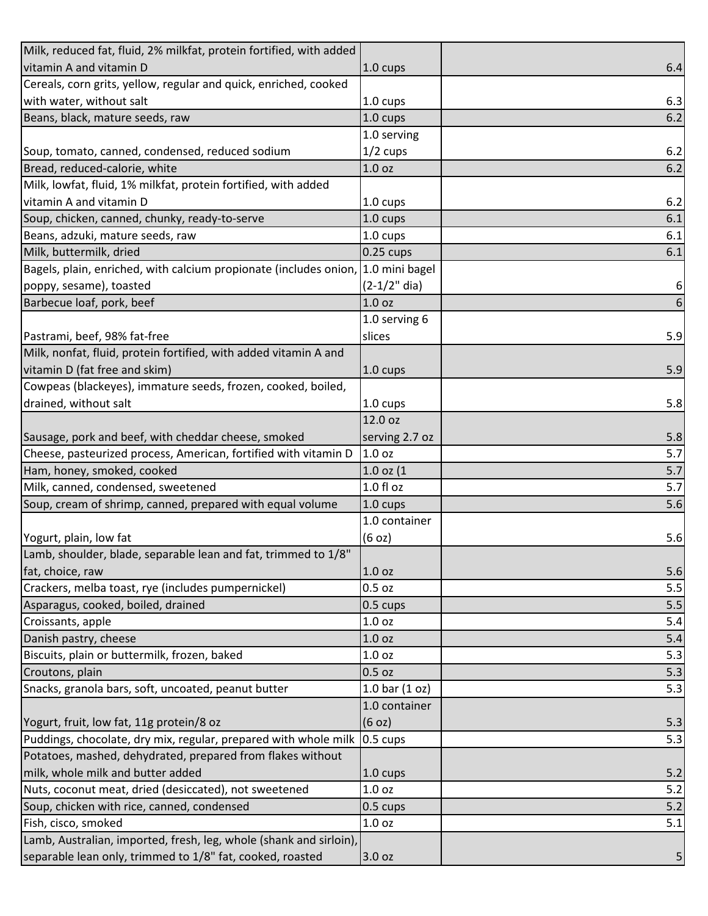| | | |
|---|---|---|
| Milk, reduced fat, fluid, 2% milkfat, protein fortified, with added vitamin A and vitamin D | 1.0 cups | 6.4 |
| Cereals, corn grits, yellow, regular and quick, enriched, cooked with water, without salt | 1.0 cups | 6.3 |
| Beans, black, mature seeds, raw | 1.0 cups | 6.2 |
| Soup, tomato, canned, condensed, reduced sodium | 1.0 serving 1/2 cups | 6.2 |
| Bread, reduced-calorie, white | 1.0 oz | 6.2 |
| Milk, lowfat, fluid, 1% milkfat, protein fortified, with added vitamin A and vitamin D | 1.0 cups | 6.2 |
| Soup, chicken, canned, chunky, ready-to-serve | 1.0 cups | 6.1 |
| Beans, adzuki, mature seeds, raw | 1.0 cups | 6.1 |
| Milk, buttermilk, dried | 0.25 cups | 6.1 |
| Bagels, plain, enriched, with calcium propionate (includes onion, poppy, sesame), toasted | 1.0 mini bagel (2-1/2" dia) | 6 |
| Barbecue loaf, pork, beef | 1.0 oz | 6 |
| Pastrami, beef, 98% fat-free | 1.0 serving 6 slices | 5.9 |
| Milk, nonfat, fluid, protein fortified, with added vitamin A and vitamin D (fat free and skim) | 1.0 cups | 5.9 |
| Cowpeas (blackeyes), immature seeds, frozen, cooked, boiled, drained, without salt | 1.0 cups | 5.8 |
| Sausage, pork and beef, with cheddar cheese, smoked | 12.0 oz serving 2.7 oz | 5.8 |
| Cheese, pasteurized process, American, fortified with vitamin D | 1.0 oz | 5.7 |
| Ham, honey, smoked, cooked | 1.0 oz (1 | 5.7 |
| Milk, canned, condensed, sweetened | 1.0 fl oz | 5.7 |
| Soup, cream of shrimp, canned, prepared with equal volume | 1.0 cups | 5.6 |
| Yogurt, plain, low fat | 1.0 container (6 oz) | 5.6 |
| Lamb, shoulder, blade, separable lean and fat, trimmed to 1/8" fat, choice, raw | 1.0 oz | 5.6 |
| Crackers, melba toast, rye (includes pumpernickel) | 0.5 oz | 5.5 |
| Asparagus, cooked, boiled, drained | 0.5 cups | 5.5 |
| Croissants, apple | 1.0 oz | 5.4 |
| Danish pastry, cheese | 1.0 oz | 5.4 |
| Biscuits, plain or buttermilk, frozen, baked | 1.0 oz | 5.3 |
| Croutons, plain | 0.5 oz | 5.3 |
| Snacks, granola bars, soft, uncoated, peanut butter | 1.0 bar (1 oz) | 5.3 |
| Yogurt, fruit, low fat, 11g protein/8 oz | 1.0 container (6 oz) | 5.3 |
| Puddings, chocolate, dry mix, regular, prepared with whole milk | 0.5 cups | 5.3 |
| Potatoes, mashed, dehydrated, prepared from flakes without milk, whole milk and butter added | 1.0 cups | 5.2 |
| Nuts, coconut meat, dried (desiccated), not sweetened | 1.0 oz | 5.2 |
| Soup, chicken with rice, canned, condensed | 0.5 cups | 5.2 |
| Fish, cisco, smoked | 1.0 oz | 5.1 |
| Lamb, Australian, imported, fresh, leg, whole (shank and sirloin), separable lean only, trimmed to 1/8" fat, cooked, roasted | 3.0 oz | 5 |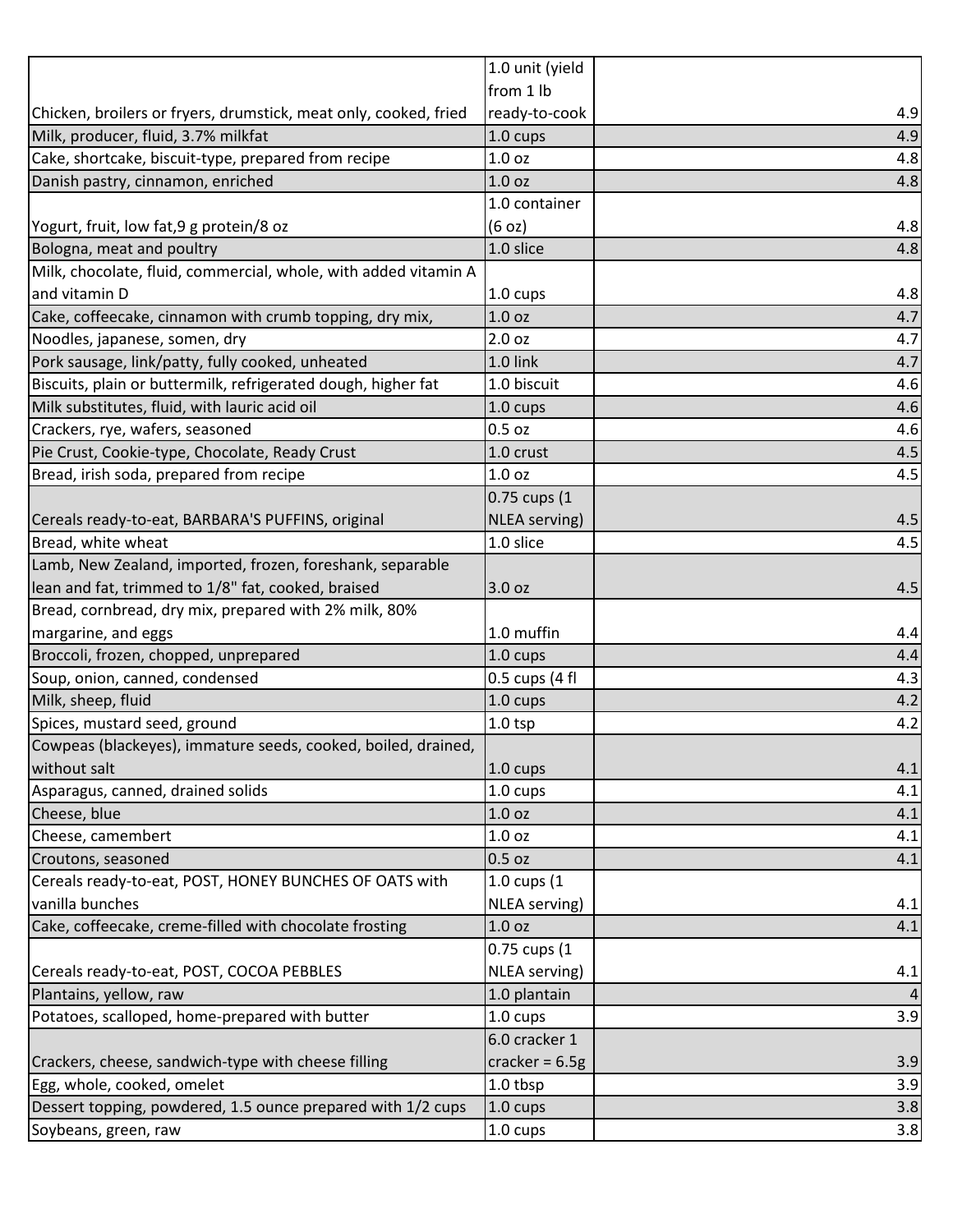| | | |
|---|---|---|
| Chicken, broilers or fryers, drumstick, meat only, cooked, fried | 1.0 unit (yield from 1 lb ready-to-cook | 4.9 |
| Milk, producer, fluid, 3.7% milkfat | 1.0 cups | 4.9 |
| Cake, shortcake, biscuit-type, prepared from recipe | 1.0 oz | 4.8 |
| Danish pastry, cinnamon, enriched | 1.0 oz | 4.8 |
| Yogurt, fruit, low fat,9 g protein/8 oz | 1.0 container (6 oz) | 4.8 |
| Bologna, meat and poultry | 1.0 slice | 4.8 |
| Milk, chocolate, fluid, commercial, whole, with added vitamin A and vitamin D | 1.0 cups | 4.8 |
| Cake, coffeecake, cinnamon with crumb topping, dry mix, | 1.0 oz | 4.7 |
| Noodles, japanese, somen, dry | 2.0 oz | 4.7 |
| Pork sausage, link/patty, fully cooked, unheated | 1.0 link | 4.7 |
| Biscuits, plain or buttermilk, refrigerated dough, higher fat | 1.0 biscuit | 4.6 |
| Milk substitutes, fluid, with lauric acid oil | 1.0 cups | 4.6 |
| Crackers, rye, wafers, seasoned | 0.5 oz | 4.6 |
| Pie Crust, Cookie-type, Chocolate, Ready Crust | 1.0 crust | 4.5 |
| Bread, irish soda, prepared from recipe | 1.0 oz | 4.5 |
| Cereals ready-to-eat, BARBARA'S PUFFINS, original | 0.75 cups (1 NLEA serving) | 4.5 |
| Bread, white wheat | 1.0 slice | 4.5 |
| Lamb, New Zealand, imported, frozen, foreshank, separable lean and fat, trimmed to 1/8" fat, cooked, braised | 3.0 oz | 4.5 |
| Bread, cornbread, dry mix, prepared with 2% milk, 80% margarine, and eggs | 1.0 muffin | 4.4 |
| Broccoli, frozen, chopped, unprepared | 1.0 cups | 4.4 |
| Soup, onion, canned, condensed | 0.5 cups (4 fl | 4.3 |
| Milk, sheep, fluid | 1.0 cups | 4.2 |
| Spices, mustard seed, ground | 1.0 tsp | 4.2 |
| Cowpeas (blackeyes), immature seeds, cooked, boiled, drained, without salt | 1.0 cups | 4.1 |
| Asparagus, canned, drained solids | 1.0 cups | 4.1 |
| Cheese, blue | 1.0 oz | 4.1 |
| Cheese, camembert | 1.0 oz | 4.1 |
| Croutons, seasoned | 0.5 oz | 4.1 |
| Cereals ready-to-eat, POST, HONEY BUNCHES OF OATS with vanilla bunches | 1.0 cups (1 NLEA serving) | 4.1 |
| Cake, coffeecake, creme-filled with chocolate frosting | 1.0 oz | 4.1 |
| Cereals ready-to-eat, POST, COCOA PEBBLES | 0.75 cups (1 NLEA serving) | 4.1 |
| Plantains, yellow, raw | 1.0 plantain | 4 |
| Potatoes, scalloped, home-prepared with butter | 1.0 cups | 3.9 |
| Crackers, cheese, sandwich-type with cheese filling | 6.0 cracker 1 cracker = 6.5g | 3.9 |
| Egg, whole, cooked, omelet | 1.0 tbsp | 3.9 |
| Dessert topping, powdered, 1.5 ounce prepared with 1/2 cups | 1.0 cups | 3.8 |
| Soybeans, green, raw | 1.0 cups | 3.8 |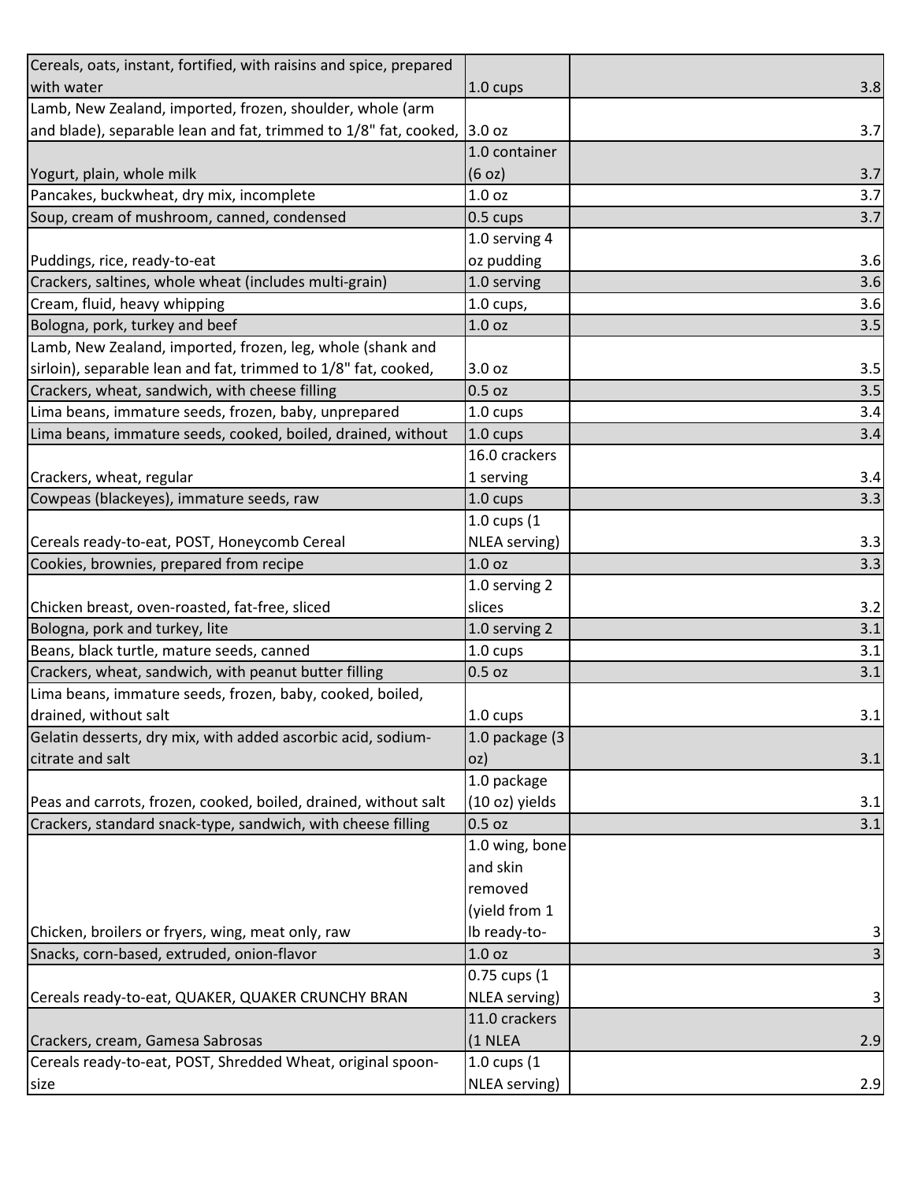| | | |
|---|---|---|
| Cereals, oats, instant, fortified, with raisins and spice, prepared with water | 1.0 cups | 3.8 |
| Lamb, New Zealand, imported, frozen, shoulder, whole (arm and blade), separable lean and fat, trimmed to 1/8" fat, cooked, | 3.0 oz | 3.7 |
| Yogurt, plain, whole milk | 1.0 container (6 oz) | 3.7 |
| Pancakes, buckwheat, dry mix, incomplete | 1.0 oz | 3.7 |
| Soup, cream of mushroom, canned, condensed | 0.5 cups | 3.7 |
| Puddings, rice, ready-to-eat | 1.0 serving 4 oz pudding | 3.6 |
| Crackers, saltines, whole wheat (includes multi-grain) | 1.0 serving | 3.6 |
| Cream, fluid, heavy whipping | 1.0 cups, | 3.6 |
| Bologna, pork, turkey and beef | 1.0 oz | 3.5 |
| Lamb, New Zealand, imported, frozen, leg, whole (shank and sirloin), separable lean and fat, trimmed to 1/8" fat, cooked, | 3.0 oz | 3.5 |
| Crackers, wheat, sandwich, with cheese filling | 0.5 oz | 3.5 |
| Lima beans, immature seeds, frozen, baby, unprepared | 1.0 cups | 3.4 |
| Lima beans, immature seeds, cooked, boiled, drained, without | 1.0 cups | 3.4 |
| Crackers, wheat, regular | 16.0 crackers 1 serving | 3.4 |
| Cowpeas (blackeyes), immature seeds, raw | 1.0 cups | 3.3 |
| Cereals ready-to-eat, POST, Honeycomb Cereal | 1.0 cups (1 NLEA serving) | 3.3 |
| Cookies, brownies, prepared from recipe | 1.0 oz | 3.3 |
| Chicken breast, oven-roasted, fat-free, sliced | 1.0 serving 2 slices | 3.2 |
| Bologna, pork and turkey, lite | 1.0 serving 2 | 3.1 |
| Beans, black turtle, mature seeds, canned | 1.0 cups | 3.1 |
| Crackers, wheat, sandwich, with peanut butter filling | 0.5 oz | 3.1 |
| Lima beans, immature seeds, frozen, baby, cooked, boiled, drained, without salt | 1.0 cups | 3.1 |
| Gelatin desserts, dry mix, with added ascorbic acid, sodium-citrate and salt | 1.0 package (3 oz) | 3.1 |
| Peas and carrots, frozen, cooked, boiled, drained, without salt | 1.0 package (10 oz) yields | 3.1 |
| Crackers, standard snack-type, sandwich, with cheese filling | 0.5 oz | 3.1 |
| Chicken, broilers or fryers, wing, meat only, raw | 1.0 wing, bone and skin removed (yield from 1 lb ready-to- | 3 |
| Snacks, corn-based, extruded, onion-flavor | 1.0 oz | 3 |
| Cereals ready-to-eat, QUAKER, QUAKER CRUNCHY BRAN | 0.75 cups (1 NLEA serving) | 3 |
| Crackers, cream, Gamesa Sabrosas | 11.0 crackers (1 NLEA | 2.9 |
| Cereals ready-to-eat, POST, Shredded Wheat, original spoon-size | 1.0 cups (1 NLEA serving) | 2.9 |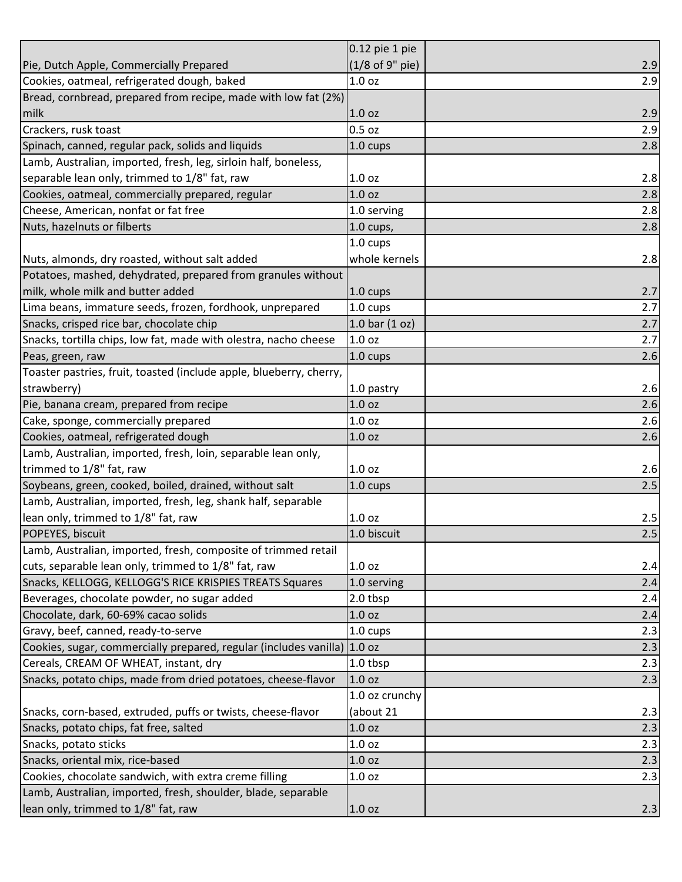| | | |
|---|---|---|
| Pie, Dutch Apple, Commercially Prepared | 0.12 pie 1 pie (1/8 of 9" pie) | 2.9 |
| Cookies, oatmeal, refrigerated dough, baked | 1.0 oz | 2.9 |
| Bread, cornbread, prepared from recipe, made with low fat (2%) milk | 1.0 oz | 2.9 |
| Crackers, rusk toast | 0.5 oz | 2.9 |
| Spinach, canned, regular pack, solids and liquids | 1.0 cups | 2.8 |
| Lamb, Australian, imported, fresh, leg, sirloin half, boneless, separable lean only, trimmed to 1/8" fat, raw | 1.0 oz | 2.8 |
| Cookies, oatmeal, commercially prepared, regular | 1.0 oz | 2.8 |
| Cheese, American, nonfat or fat free | 1.0 serving | 2.8 |
| Nuts, hazelnuts or filberts | 1.0 cups, | 2.8 |
| Nuts, almonds, dry roasted, without salt added | 1.0 cups whole kernels | 2.8 |
| Potatoes, mashed, dehydrated, prepared from granules without milk, whole milk and butter added | 1.0 cups | 2.7 |
| Lima beans, immature seeds, frozen, fordhook, unprepared | 1.0 cups | 2.7 |
| Snacks, crisped rice bar, chocolate chip | 1.0 bar (1 oz) | 2.7 |
| Snacks, tortilla chips, low fat, made with olestra, nacho cheese | 1.0 oz | 2.7 |
| Peas, green, raw | 1.0 cups | 2.6 |
| Toaster pastries, fruit, toasted (include apple, blueberry, cherry, strawberry) | 1.0 pastry | 2.6 |
| Pie, banana cream, prepared from recipe | 1.0 oz | 2.6 |
| Cake, sponge, commercially prepared | 1.0 oz | 2.6 |
| Cookies, oatmeal, refrigerated dough | 1.0 oz | 2.6 |
| Lamb, Australian, imported, fresh, loin, separable lean only, trimmed to 1/8" fat, raw | 1.0 oz | 2.6 |
| Soybeans, green, cooked, boiled, drained, without salt | 1.0 cups | 2.5 |
| Lamb, Australian, imported, fresh, leg, shank half, separable lean only, trimmed to 1/8" fat, raw | 1.0 oz | 2.5 |
| POPEYES, biscuit | 1.0 biscuit | 2.5 |
| Lamb, Australian, imported, fresh, composite of trimmed retail cuts, separable lean only, trimmed to 1/8" fat, raw | 1.0 oz | 2.4 |
| Snacks, KELLOGG, KELLOGG'S RICE KRISPIES TREATS Squares | 1.0 serving | 2.4 |
| Beverages, chocolate powder, no sugar added | 2.0 tbsp | 2.4 |
| Chocolate, dark, 60-69% cacao solids | 1.0 oz | 2.4 |
| Gravy, beef, canned, ready-to-serve | 1.0 cups | 2.3 |
| Cookies, sugar, commercially prepared, regular (includes vanilla) | 1.0 oz | 2.3 |
| Cereals, CREAM OF WHEAT, instant, dry | 1.0 tbsp | 2.3 |
| Snacks, potato chips, made from dried potatoes, cheese-flavor | 1.0 oz | 2.3 |
| Snacks, corn-based, extruded, puffs or twists, cheese-flavor | 1.0 oz crunchy (about 21 | 2.3 |
| Snacks, potato chips, fat free, salted | 1.0 oz | 2.3 |
| Snacks, potato sticks | 1.0 oz | 2.3 |
| Snacks, oriental mix, rice-based | 1.0 oz | 2.3 |
| Cookies, chocolate sandwich, with extra creme filling | 1.0 oz | 2.3 |
| Lamb, Australian, imported, fresh, shoulder, blade, separable lean only, trimmed to 1/8" fat, raw | 1.0 oz | 2.3 |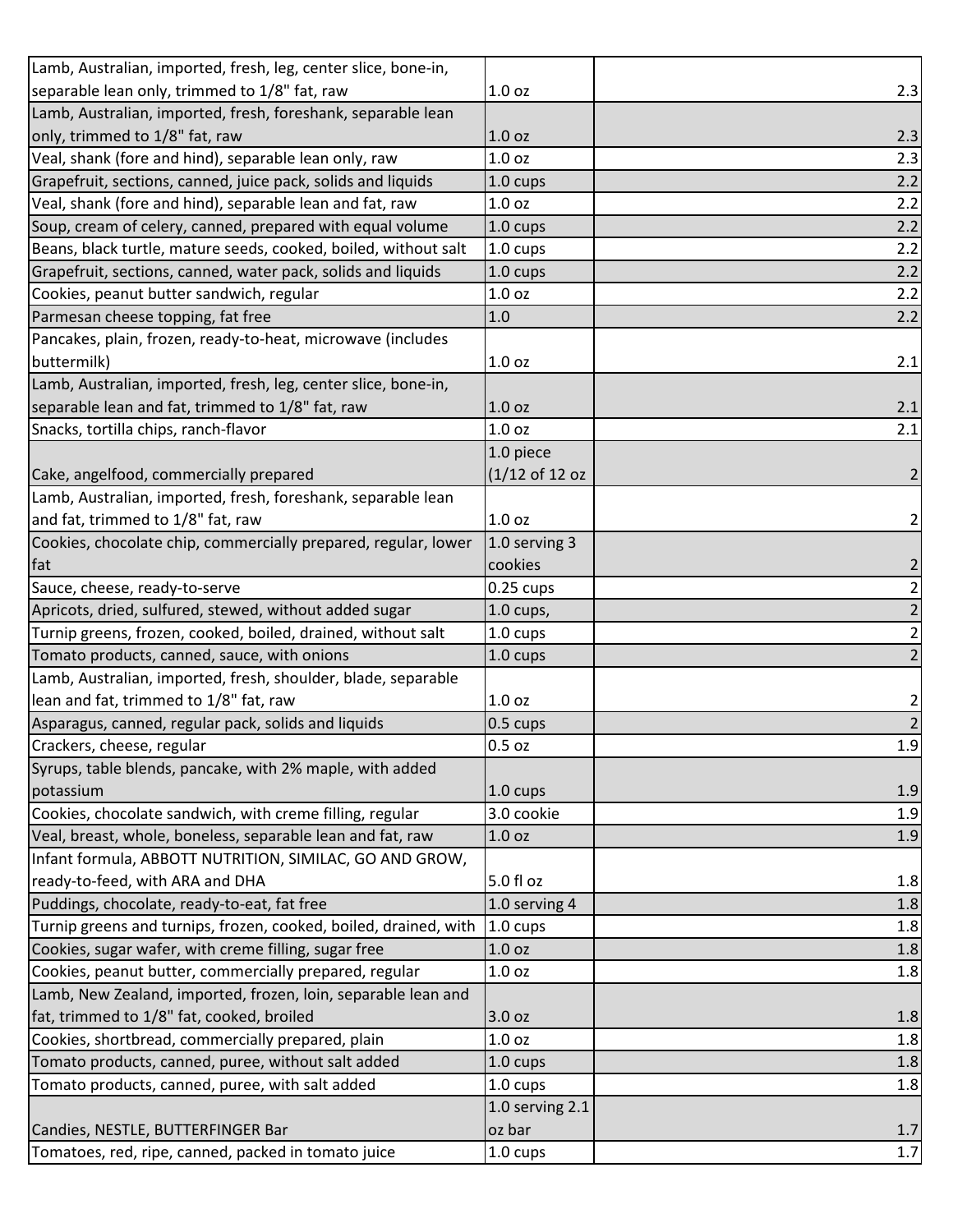| | | |
|---|---|---|
| Lamb, Australian, imported, fresh, leg, center slice, bone-in, separable lean only, trimmed to 1/8" fat, raw | 1.0 oz | 2.3 |
| Lamb, Australian, imported, fresh, foreshank, separable lean only, trimmed to 1/8" fat, raw | 1.0 oz | 2.3 |
| Veal, shank (fore and hind), separable lean only, raw | 1.0 oz | 2.3 |
| Grapefruit, sections, canned, juice pack, solids and liquids | 1.0 cups | 2.2 |
| Veal, shank (fore and hind), separable lean and fat, raw | 1.0 oz | 2.2 |
| Soup, cream of celery, canned, prepared with equal volume | 1.0 cups | 2.2 |
| Beans, black turtle, mature seeds, cooked, boiled, without salt | 1.0 cups | 2.2 |
| Grapefruit, sections, canned, water pack, solids and liquids | 1.0 cups | 2.2 |
| Cookies, peanut butter sandwich, regular | 1.0 oz | 2.2 |
| Parmesan cheese topping, fat free | 1.0 | 2.2 |
| Pancakes, plain, frozen, ready-to-heat, microwave (includes buttermilk) | 1.0 oz | 2.1 |
| Lamb, Australian, imported, fresh, leg, center slice, bone-in, separable lean and fat, trimmed to 1/8" fat, raw | 1.0 oz | 2.1 |
| Snacks, tortilla chips, ranch-flavor | 1.0 oz | 2.1 |
| Cake, angelfood, commercially prepared | 1.0 piece (1/12 of 12 oz | 2 |
| Lamb, Australian, imported, fresh, foreshank, separable lean and fat, trimmed to 1/8" fat, raw | 1.0 oz | 2 |
| Cookies, chocolate chip, commercially prepared, regular, lower fat | 1.0 serving 3 cookies | 2 |
| Sauce, cheese, ready-to-serve | 0.25 cups | 2 |
| Apricots, dried, sulfured, stewed, without added sugar | 1.0 cups, | 2 |
| Turnip greens, frozen, cooked, boiled, drained, without salt | 1.0 cups | 2 |
| Tomato products, canned, sauce, with onions | 1.0 cups | 2 |
| Lamb, Australian, imported, fresh, shoulder, blade, separable lean and fat, trimmed to 1/8" fat, raw | 1.0 oz | 2 |
| Asparagus, canned, regular pack, solids and liquids | 0.5 cups | 2 |
| Crackers, cheese, regular | 0.5 oz | 1.9 |
| Syrups, table blends, pancake, with 2% maple, with added potassium | 1.0 cups | 1.9 |
| Cookies, chocolate sandwich, with creme filling, regular | 3.0 cookie | 1.9 |
| Veal, breast, whole, boneless, separable lean and fat, raw | 1.0 oz | 1.9 |
| Infant formula, ABBOTT NUTRITION, SIMILAC, GO AND GROW, ready-to-feed, with ARA and DHA | 5.0 fl oz | 1.8 |
| Puddings, chocolate, ready-to-eat, fat free | 1.0 serving 4 | 1.8 |
| Turnip greens and turnips, frozen, cooked, boiled, drained, with | 1.0 cups | 1.8 |
| Cookies, sugar wafer, with creme filling, sugar free | 1.0 oz | 1.8 |
| Cookies, peanut butter, commercially prepared, regular | 1.0 oz | 1.8 |
| Lamb, New Zealand, imported, frozen, loin, separable lean and fat, trimmed to 1/8" fat, cooked, broiled | 3.0 oz | 1.8 |
| Cookies, shortbread, commercially prepared, plain | 1.0 oz | 1.8 |
| Tomato products, canned, puree, without salt added | 1.0 cups | 1.8 |
| Tomato products, canned, puree, with salt added | 1.0 cups | 1.8 |
| Candies, NESTLE, BUTTERFINGER Bar | 1.0 serving 2.1 oz bar | 1.7 |
| Tomatoes, red, ripe, canned, packed in tomato juice | 1.0 cups | 1.7 |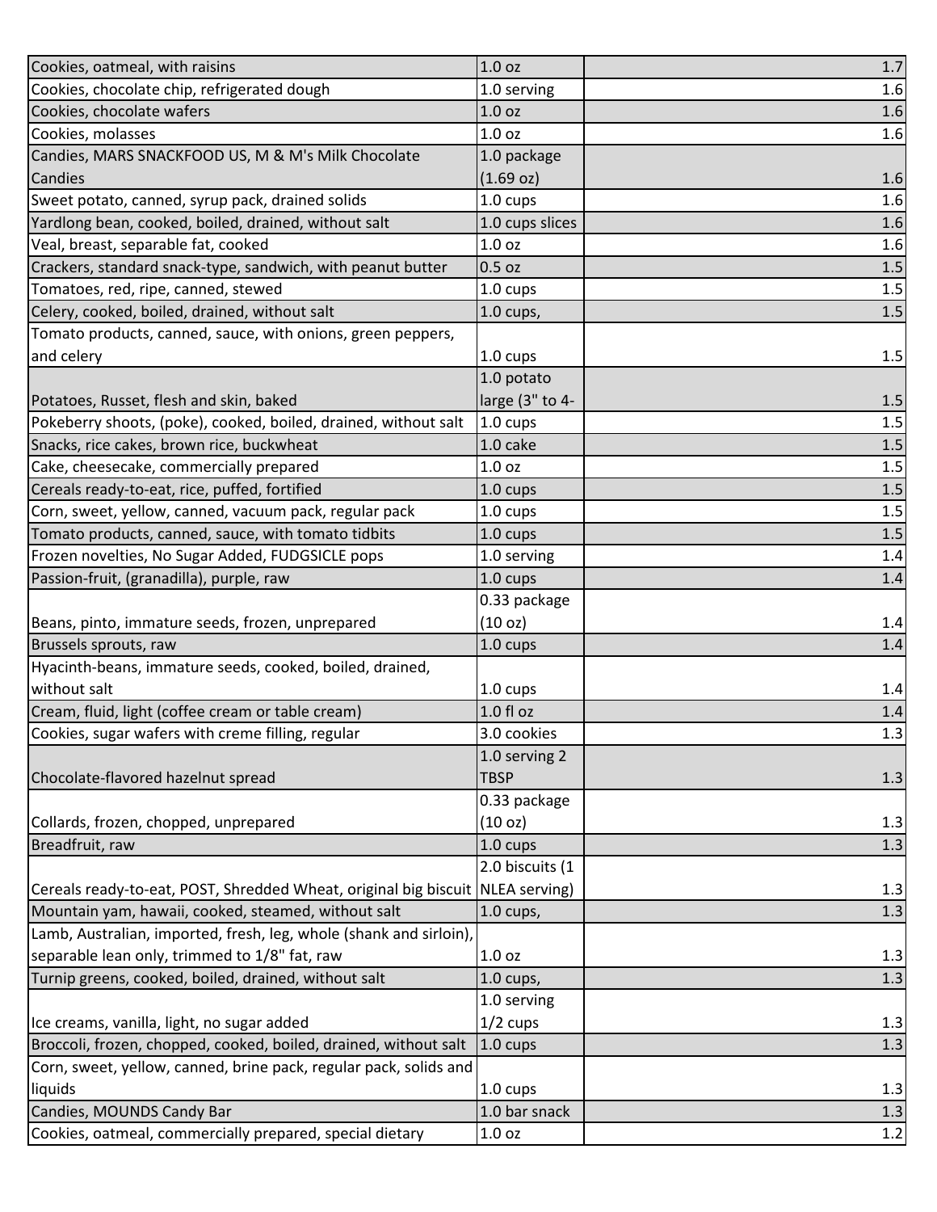| | | |
|---|---|---|
| Cookies, oatmeal, with raisins | 1.0 oz | 1.7 |
| Cookies, chocolate chip, refrigerated dough | 1.0 serving | 1.6 |
| Cookies, chocolate wafers | 1.0 oz | 1.6 |
| Cookies, molasses | 1.0 oz | 1.6 |
| Candies, MARS SNACKFOOD US, M & M's Milk Chocolate Candies | 1.0 package (1.69 oz) | 1.6 |
| Sweet potato, canned, syrup pack, drained solids | 1.0 cups | 1.6 |
| Yardlong bean, cooked, boiled, drained, without salt | 1.0 cups slices | 1.6 |
| Veal, breast, separable fat, cooked | 1.0 oz | 1.6 |
| Crackers, standard snack-type, sandwich, with peanut butter | 0.5 oz | 1.5 |
| Tomatoes, red, ripe, canned, stewed | 1.0 cups | 1.5 |
| Celery, cooked, boiled, drained, without salt | 1.0 cups, | 1.5 |
| Tomato products, canned, sauce, with onions, green peppers, and celery | 1.0 cups | 1.5 |
| Potatoes, Russet, flesh and skin, baked | 1.0 potato large (3" to 4- | 1.5 |
| Pokeberry shoots, (poke), cooked, boiled, drained, without salt | 1.0 cups | 1.5 |
| Snacks, rice cakes, brown rice, buckwheat | 1.0 cake | 1.5 |
| Cake, cheesecake, commercially prepared | 1.0 oz | 1.5 |
| Cereals ready-to-eat, rice, puffed, fortified | 1.0 cups | 1.5 |
| Corn, sweet, yellow, canned, vacuum pack, regular pack | 1.0 cups | 1.5 |
| Tomato products, canned, sauce, with tomato tidbits | 1.0 cups | 1.5 |
| Frozen novelties, No Sugar Added, FUDGSICLE pops | 1.0 serving | 1.4 |
| Passion-fruit, (granadilla), purple, raw | 1.0 cups | 1.4 |
| Beans, pinto, immature seeds, frozen, unprepared | 0.33 package (10 oz) | 1.4 |
| Brussels sprouts, raw | 1.0 cups | 1.4 |
| Hyacinth-beans, immature seeds, cooked, boiled, drained, without salt | 1.0 cups | 1.4 |
| Cream, fluid, light (coffee cream or table cream) | 1.0 fl oz | 1.4 |
| Cookies, sugar wafers with creme filling, regular | 3.0 cookies | 1.3 |
| Chocolate-flavored hazelnut spread | 1.0 serving 2 TBSP | 1.3 |
| Collards, frozen, chopped, unprepared | 0.33 package (10 oz) | 1.3 |
| Breadfruit, raw | 1.0 cups | 1.3 |
| Cereals ready-to-eat, POST, Shredded Wheat, original big biscuit | 2.0 biscuits (1 NLEA serving) | 1.3 |
| Mountain yam, hawaii, cooked, steamed, without salt | 1.0 cups, | 1.3 |
| Lamb, Australian, imported, fresh, leg, whole (shank and sirloin), separable lean only, trimmed to 1/8" fat, raw | 1.0 oz | 1.3 |
| Turnip greens, cooked, boiled, drained, without salt | 1.0 cups, | 1.3 |
| Ice creams, vanilla, light, no sugar added | 1.0 serving 1/2 cups | 1.3 |
| Broccoli, frozen, chopped, cooked, boiled, drained, without salt | 1.0 cups | 1.3 |
| Corn, sweet, yellow, canned, brine pack, regular pack, solids and liquids | 1.0 cups | 1.3 |
| Candies, MOUNDS Candy Bar | 1.0 bar snack | 1.3 |
| Cookies, oatmeal, commercially prepared, special dietary | 1.0 oz | 1.2 |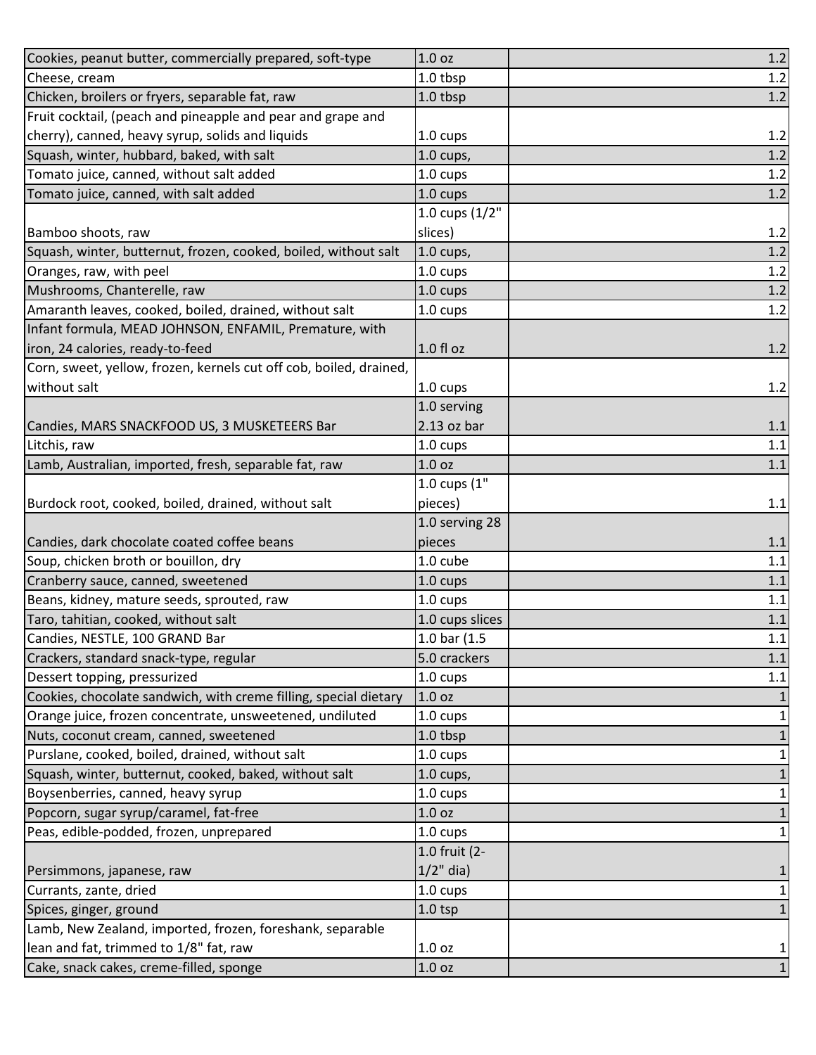| | | |
|---|---|---|
| Cookies, peanut butter, commercially prepared, soft-type | 1.0 oz | 1.2 |
| Cheese, cream | 1.0 tbsp | 1.2 |
| Chicken, broilers or fryers, separable fat, raw | 1.0 tbsp | 1.2 |
| Fruit cocktail, (peach and pineapple and pear and grape and cherry), canned, heavy syrup, solids and liquids | 1.0 cups | 1.2 |
| Squash, winter, hubbard, baked, with salt | 1.0 cups, | 1.2 |
| Tomato juice, canned, without salt added | 1.0 cups | 1.2 |
| Tomato juice, canned, with salt added | 1.0 cups | 1.2 |
| Bamboo shoots, raw | 1.0 cups (1/2" slices) | 1.2 |
| Squash, winter, butternut, frozen, cooked, boiled, without salt | 1.0 cups, | 1.2 |
| Oranges, raw, with peel | 1.0 cups | 1.2 |
| Mushrooms, Chanterelle, raw | 1.0 cups | 1.2 |
| Amaranth leaves, cooked, boiled, drained, without salt | 1.0 cups | 1.2 |
| Infant formula, MEAD JOHNSON, ENFAMIL, Premature, with iron, 24 calories, ready-to-feed | 1.0 fl oz | 1.2 |
| Corn, sweet, yellow, frozen, kernels cut off cob, boiled, drained, without salt | 1.0 cups | 1.2 |
| Candies, MARS SNACKFOOD US, 3 MUSKETEERS Bar | 1.0 serving 2.13 oz bar | 1.1 |
| Litchis, raw | 1.0 cups | 1.1 |
| Lamb, Australian, imported, fresh, separable fat, raw | 1.0 oz | 1.1 |
| Burdock root, cooked, boiled, drained, without salt | 1.0 cups (1" pieces) | 1.1 |
| Candies, dark chocolate coated coffee beans | 1.0 serving 28 pieces | 1.1 |
| Soup, chicken broth or bouillon, dry | 1.0 cube | 1.1 |
| Cranberry sauce, canned, sweetened | 1.0 cups | 1.1 |
| Beans, kidney, mature seeds, sprouted, raw | 1.0 cups | 1.1 |
| Taro, tahitian, cooked, without salt | 1.0 cups slices | 1.1 |
| Candies, NESTLE, 100 GRAND Bar | 1.0 bar (1.5 | 1.1 |
| Crackers, standard snack-type, regular | 5.0 crackers | 1.1 |
| Dessert topping, pressurized | 1.0 cups | 1.1 |
| Cookies, chocolate sandwich, with creme filling, special dietary | 1.0 oz | 1 |
| Orange juice, frozen concentrate, unsweetened, undiluted | 1.0 cups | 1 |
| Nuts, coconut cream, canned, sweetened | 1.0 tbsp | 1 |
| Purslane, cooked, boiled, drained, without salt | 1.0 cups | 1 |
| Squash, winter, butternut, cooked, baked, without salt | 1.0 cups, | 1 |
| Boysenberries, canned, heavy syrup | 1.0 cups | 1 |
| Popcorn, sugar syrup/caramel, fat-free | 1.0 oz | 1 |
| Peas, edible-podded, frozen, unprepared | 1.0 cups | 1 |
| Persimmons, japanese, raw | 1.0 fruit (2-1/2" dia) | 1 |
| Currants, zante, dried | 1.0 cups | 1 |
| Spices, ginger, ground | 1.0 tsp | 1 |
| Lamb, New Zealand, imported, frozen, foreshank, separable lean and fat, trimmed to 1/8" fat, raw | 1.0 oz | 1 |
| Cake, snack cakes, creme-filled, sponge | 1.0 oz | 1 |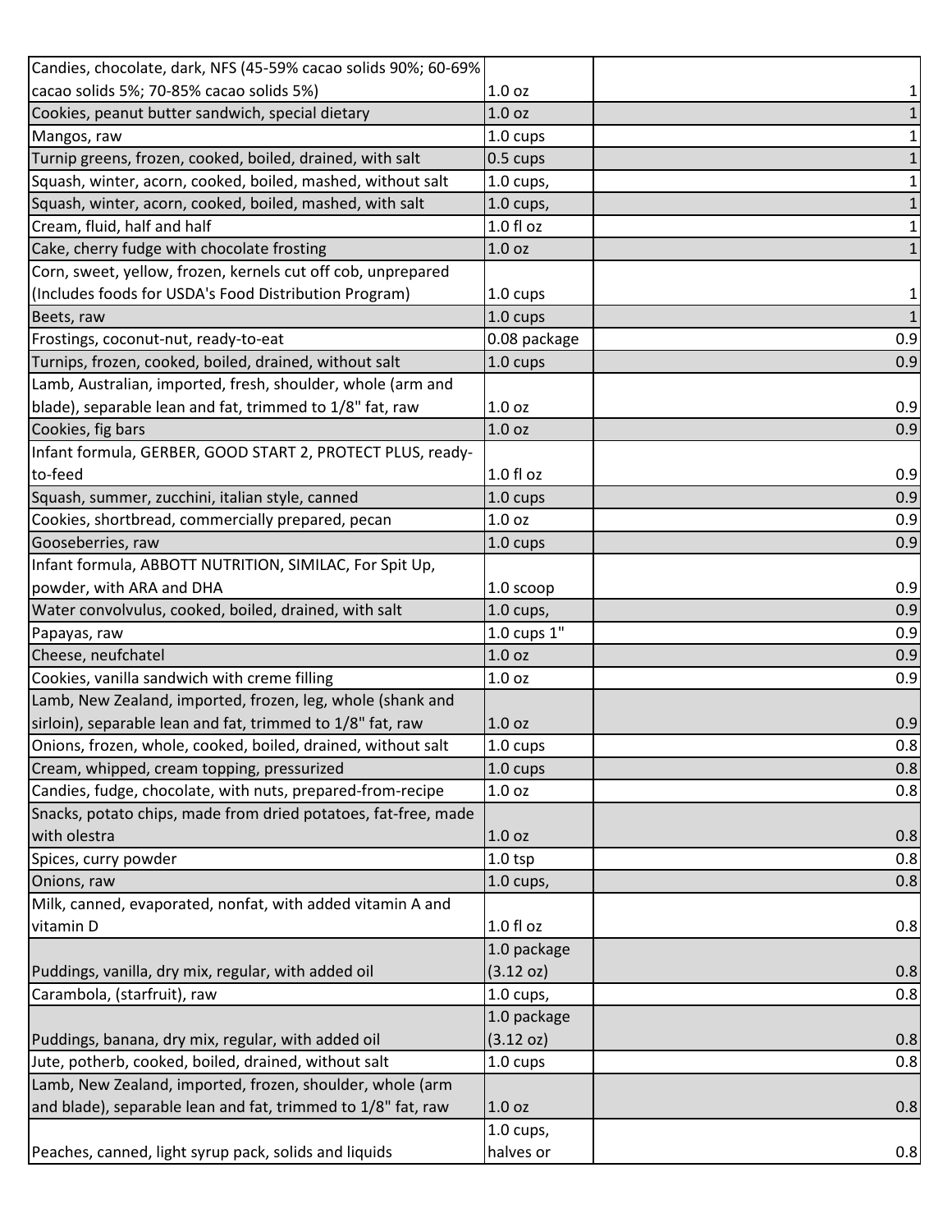| | | |
|---|---|---|
| Candies, chocolate, dark, NFS (45-59% cacao solids 90%; 60-69% cacao solids 5%; 70-85% cacao solids 5%) | 1.0 oz | 1 |
| Cookies, peanut butter sandwich, special dietary | 1.0 oz | 1 |
| Mangos, raw | 1.0 cups | 1 |
| Turnip greens, frozen, cooked, boiled, drained, with salt | 0.5 cups | 1 |
| Squash, winter, acorn, cooked, boiled, mashed, without salt | 1.0 cups, | 1 |
| Squash, winter, acorn, cooked, boiled, mashed, with salt | 1.0 cups, | 1 |
| Cream, fluid, half and half | 1.0 fl oz | 1 |
| Cake, cherry fudge with chocolate frosting | 1.0 oz | 1 |
| Corn, sweet, yellow, frozen, kernels cut off cob, unprepared (Includes foods for USDA's Food Distribution Program) | 1.0 cups | 1 |
| Beets, raw | 1.0 cups | 1 |
| Frostings, coconut-nut, ready-to-eat | 0.08 package | 0.9 |
| Turnips, frozen, cooked, boiled, drained, without salt | 1.0 cups | 0.9 |
| Lamb, Australian, imported, fresh, shoulder, whole (arm and blade), separable lean and fat, trimmed to 1/8" fat, raw | 1.0 oz | 0.9 |
| Cookies, fig bars | 1.0 oz | 0.9 |
| Infant formula, GERBER, GOOD START 2, PROTECT PLUS, ready-to-feed | 1.0 fl oz | 0.9 |
| Squash, summer, zucchini, italian style, canned | 1.0 cups | 0.9 |
| Cookies, shortbread, commercially prepared, pecan | 1.0 oz | 0.9 |
| Gooseberries, raw | 1.0 cups | 0.9 |
| Infant formula, ABBOTT NUTRITION, SIMILAC, For Spit Up, powder, with ARA and DHA | 1.0 scoop | 0.9 |
| Water convolvulus, cooked, boiled, drained, with salt | 1.0 cups, | 0.9 |
| Papayas, raw | 1.0 cups 1" | 0.9 |
| Cheese, neufchatel | 1.0 oz | 0.9 |
| Cookies, vanilla sandwich with creme filling | 1.0 oz | 0.9 |
| Lamb, New Zealand, imported, frozen, leg, whole (shank and sirloin), separable lean and fat, trimmed to 1/8" fat, raw | 1.0 oz | 0.9 |
| Onions, frozen, whole, cooked, boiled, drained, without salt | 1.0 cups | 0.8 |
| Cream, whipped, cream topping, pressurized | 1.0 cups | 0.8 |
| Candies, fudge, chocolate, with nuts, prepared-from-recipe | 1.0 oz | 0.8 |
| Snacks, potato chips, made from dried potatoes, fat-free, made with olestra | 1.0 oz | 0.8 |
| Spices, curry powder | 1.0 tsp | 0.8 |
| Onions, raw | 1.0 cups, | 0.8 |
| Milk, canned, evaporated, nonfat, with added vitamin A and vitamin D | 1.0 fl oz | 0.8 |
| Puddings, vanilla, dry mix, regular, with added oil | 1.0 package (3.12 oz) | 0.8 |
| Carambola, (starfruit), raw | 1.0 cups, | 0.8 |
| Puddings, banana, dry mix, regular, with added oil | 1.0 package (3.12 oz) | 0.8 |
| Jute, potherb, cooked, boiled, drained, without salt | 1.0 cups | 0.8 |
| Lamb, New Zealand, imported, frozen, shoulder, whole (arm and blade), separable lean and fat, trimmed to 1/8" fat, raw | 1.0 oz | 0.8 |
| Peaches, canned, light syrup pack, solids and liquids | 1.0 cups, halves or | 0.8 |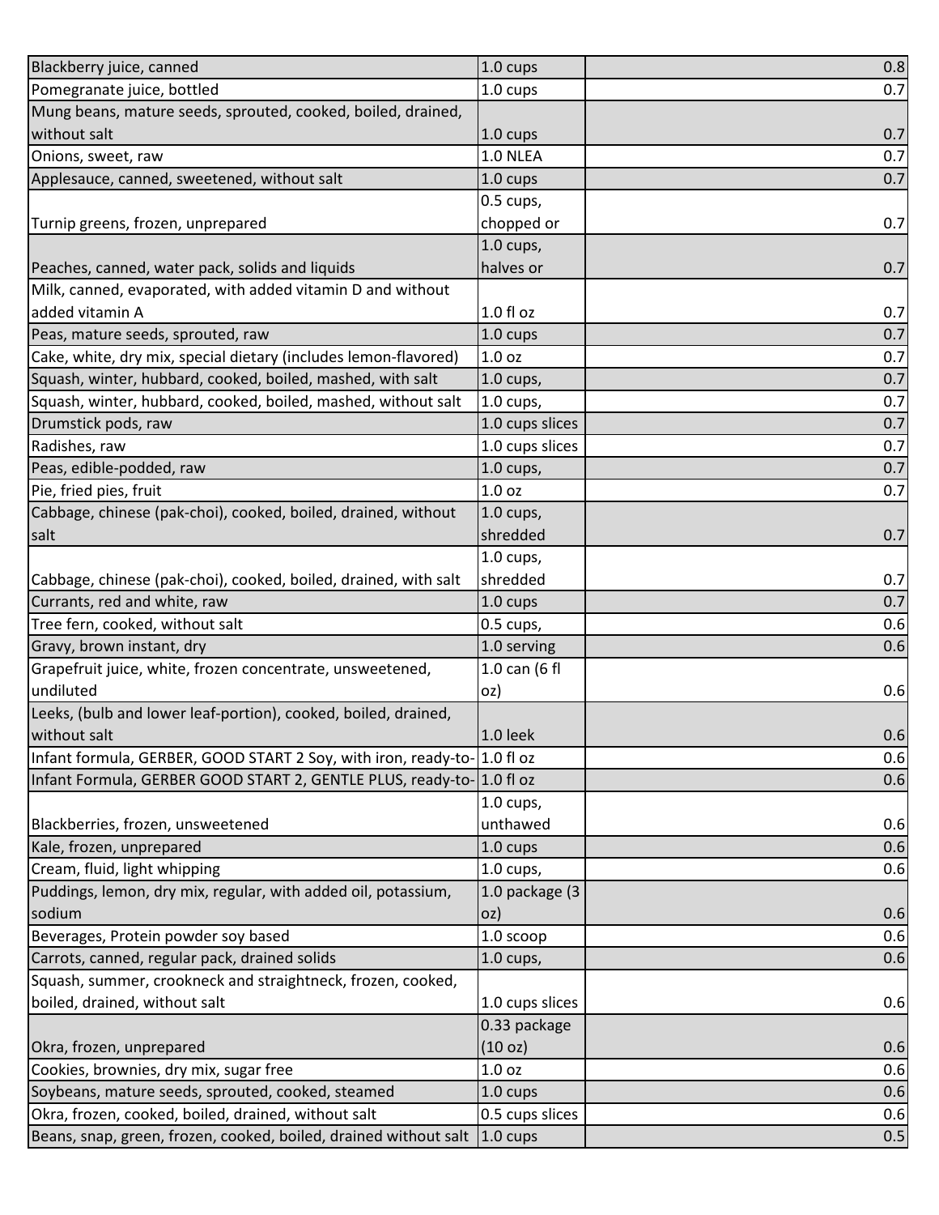| | | |
|---|---|---|
| Blackberry juice, canned | 1.0 cups | 0.8 |
| Pomegranate juice, bottled | 1.0 cups | 0.7 |
| Mung beans, mature seeds, sprouted, cooked, boiled, drained, without salt | 1.0 cups | 0.7 |
| Onions, sweet, raw | 1.0 NLEA | 0.7 |
| Applesauce, canned, sweetened, without salt | 1.0 cups | 0.7 |
| Turnip greens, frozen, unprepared | 0.5 cups, chopped or | 0.7 |
| Peaches, canned, water pack, solids and liquids | 1.0 cups, halves or | 0.7 |
| Milk, canned, evaporated, with added vitamin D and without added vitamin A | 1.0 fl oz | 0.7 |
| Peas, mature seeds, sprouted, raw | 1.0 cups | 0.7 |
| Cake, white, dry mix, special dietary (includes lemon-flavored) | 1.0 oz | 0.7 |
| Squash, winter, hubbard, cooked, boiled, mashed, with salt | 1.0 cups, | 0.7 |
| Squash, winter, hubbard, cooked, boiled, mashed, without salt | 1.0 cups, | 0.7 |
| Drumstick pods, raw | 1.0 cups slices | 0.7 |
| Radishes, raw | 1.0 cups slices | 0.7 |
| Peas, edible-podded, raw | 1.0 cups, | 0.7 |
| Pie, fried pies, fruit | 1.0 oz | 0.7 |
| Cabbage, chinese (pak-choi), cooked, boiled, drained, without salt | 1.0 cups, shredded | 0.7 |
| Cabbage, chinese (pak-choi), cooked, boiled, drained, with salt | 1.0 cups, shredded | 0.7 |
| Currants, red and white, raw | 1.0 cups | 0.7 |
| Tree fern, cooked, without salt | 0.5 cups, | 0.6 |
| Gravy, brown instant, dry | 1.0 serving | 0.6 |
| Grapefruit juice, white, frozen concentrate, unsweetened, undiluted | 1.0 can (6 fl oz) | 0.6 |
| Leeks, (bulb and lower leaf-portion), cooked, boiled, drained, without salt | 1.0 leek | 0.6 |
| Infant formula, GERBER, GOOD START 2 Soy, with iron, ready-to- | 1.0 fl oz | 0.6 |
| Infant Formula, GERBER GOOD START 2, GENTLE PLUS, ready-to- | 1.0 fl oz | 0.6 |
| Blackberries, frozen, unsweetened | 1.0 cups, unthawed | 0.6 |
| Kale, frozen, unprepared | 1.0 cups | 0.6 |
| Cream, fluid, light whipping | 1.0 cups, | 0.6 |
| Puddings, lemon, dry mix, regular, with added oil, potassium, sodium | 1.0 package (3 oz) | 0.6 |
| Beverages, Protein powder soy based | 1.0 scoop | 0.6 |
| Carrots, canned, regular pack, drained solids | 1.0 cups, | 0.6 |
| Squash, summer, crookneck and straightneck, frozen, cooked, boiled, drained, without salt | 1.0 cups slices | 0.6 |
| Okra, frozen, unprepared | 0.33 package (10 oz) | 0.6 |
| Cookies, brownies, dry mix, sugar free | 1.0 oz | 0.6 |
| Soybeans, mature seeds, sprouted, cooked, steamed | 1.0 cups | 0.6 |
| Okra, frozen, cooked, boiled, drained, without salt | 0.5 cups slices | 0.6 |
| Beans, snap, green, frozen, cooked, boiled, drained without salt | 1.0 cups | 0.5 |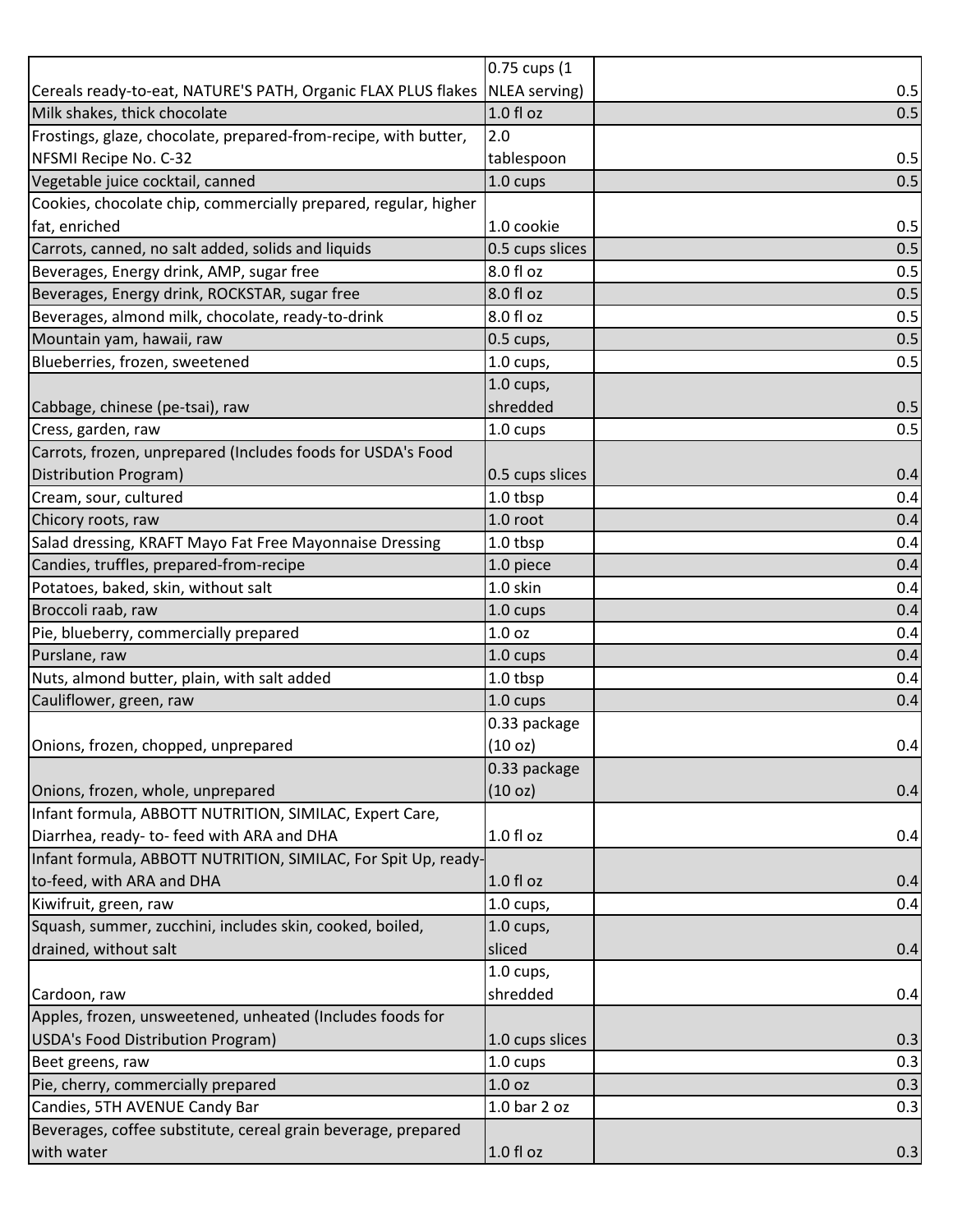| | | |
|---|---|---|
| Cereals ready-to-eat, NATURE'S PATH, Organic FLAX PLUS flakes | 0.75 cups (1 NLEA serving) | 0.5 |
| Milk shakes, thick chocolate | 1.0 fl oz | 0.5 |
| Frostings, glaze, chocolate, prepared-from-recipe, with butter, NFSMI Recipe No. C-32 | 2.0 tablespoon | 0.5 |
| Vegetable juice cocktail, canned | 1.0 cups | 0.5 |
| Cookies, chocolate chip, commercially prepared, regular, higher fat, enriched | 1.0 cookie | 0.5 |
| Carrots, canned, no salt added, solids and liquids | 0.5 cups slices | 0.5 |
| Beverages, Energy drink, AMP, sugar free | 8.0 fl oz | 0.5 |
| Beverages, Energy drink, ROCKSTAR, sugar free | 8.0 fl oz | 0.5 |
| Beverages, almond milk, chocolate, ready-to-drink | 8.0 fl oz | 0.5 |
| Mountain yam, hawaii, raw | 0.5 cups, | 0.5 |
| Blueberries, frozen, sweetened | 1.0 cups, | 0.5 |
| Cabbage, chinese (pe-tsai), raw | 1.0 cups, shredded | 0.5 |
| Cress, garden, raw | 1.0 cups | 0.5 |
| Carrots, frozen, unprepared (Includes foods for USDA's Food Distribution Program) | 0.5 cups slices | 0.4 |
| Cream, sour, cultured | 1.0 tbsp | 0.4 |
| Chicory roots, raw | 1.0 root | 0.4 |
| Salad dressing, KRAFT Mayo Fat Free Mayonnaise Dressing | 1.0 tbsp | 0.4 |
| Candies, truffles, prepared-from-recipe | 1.0 piece | 0.4 |
| Potatoes, baked, skin, without salt | 1.0 skin | 0.4 |
| Broccoli raab, raw | 1.0 cups | 0.4 |
| Pie, blueberry, commercially prepared | 1.0 oz | 0.4 |
| Purslane, raw | 1.0 cups | 0.4 |
| Nuts, almond butter, plain, with salt added | 1.0 tbsp | 0.4 |
| Cauliflower, green, raw | 1.0 cups | 0.4 |
| Onions, frozen, chopped, unprepared | 0.33 package (10 oz) | 0.4 |
| Onions, frozen, whole, unprepared | 0.33 package (10 oz) | 0.4 |
| Infant formula, ABBOTT NUTRITION, SIMILAC, Expert Care, Diarrhea, ready- to- feed with ARA and DHA | 1.0 fl oz | 0.4 |
| Infant formula, ABBOTT NUTRITION, SIMILAC, For Spit Up, ready-to-feed, with ARA and DHA | 1.0 fl oz | 0.4 |
| Kiwifruit, green, raw | 1.0 cups, | 0.4 |
| Squash, summer, zucchini, includes skin, cooked, boiled, drained, without salt | 1.0 cups, sliced | 0.4 |
| Cardoon, raw | 1.0 cups, shredded | 0.4 |
| Apples, frozen, unsweetened, unheated (Includes foods for USDA's Food Distribution Program) | 1.0 cups slices | 0.3 |
| Beet greens, raw | 1.0 cups | 0.3 |
| Pie, cherry, commercially prepared | 1.0 oz | 0.3 |
| Candies, 5TH AVENUE Candy Bar | 1.0 bar 2 oz | 0.3 |
| Beverages, coffee substitute, cereal grain beverage, prepared with water | 1.0 fl oz | 0.3 |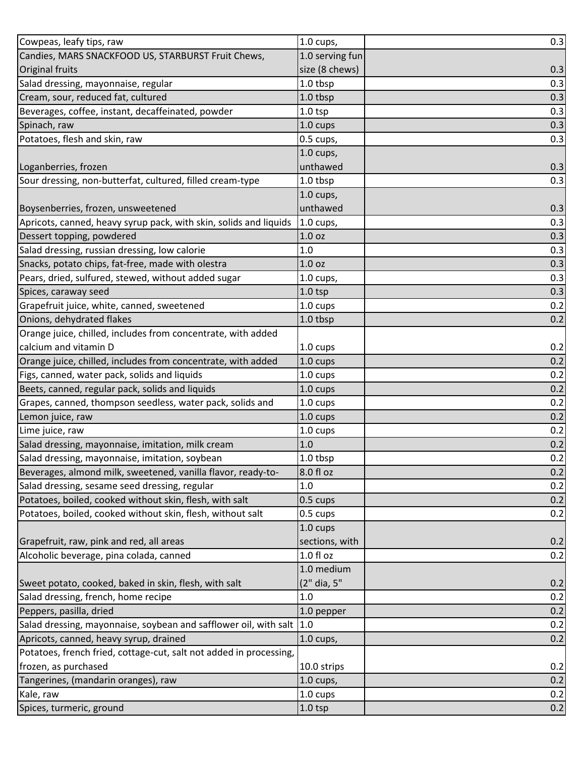| | | |
|---|---|---|
| Cowpeas, leafy tips, raw | 1.0 cups, | 0.3 |
| Candies, MARS SNACKFOOD US, STARBURST Fruit Chews, Original fruits | 1.0 serving fun size (8 chews) | 0.3 |
| Salad dressing, mayonnaise, regular | 1.0 tbsp | 0.3 |
| Cream, sour, reduced fat, cultured | 1.0 tbsp | 0.3 |
| Beverages, coffee, instant, decaffeinated, powder | 1.0 tsp | 0.3 |
| Spinach, raw | 1.0 cups | 0.3 |
| Potatoes, flesh and skin, raw | 0.5 cups, | 0.3 |
| Loganberries, frozen | 1.0 cups, unthawed | 0.3 |
| Sour dressing, non-butterfat, cultured, filled cream-type | 1.0 tbsp | 0.3 |
| Boysenberries, frozen, unsweetened | 1.0 cups, unthawed | 0.3 |
| Apricots, canned, heavy syrup pack, with skin, solids and liquids | 1.0 cups, | 0.3 |
| Dessert topping, powdered | 1.0 oz | 0.3 |
| Salad dressing, russian dressing, low calorie | 1.0 | 0.3 |
| Snacks, potato chips, fat-free, made with olestra | 1.0 oz | 0.3 |
| Pears, dried, sulfured, stewed, without added sugar | 1.0 cups, | 0.3 |
| Spices, caraway seed | 1.0 tsp | 0.3 |
| Grapefruit juice, white, canned, sweetened | 1.0 cups | 0.2 |
| Onions, dehydrated flakes | 1.0 tbsp | 0.2 |
| Orange juice, chilled, includes from concentrate, with added calcium and vitamin D | 1.0 cups | 0.2 |
| Orange juice, chilled, includes from concentrate, with added | 1.0 cups | 0.2 |
| Figs, canned, water pack, solids and liquids | 1.0 cups | 0.2 |
| Beets, canned, regular pack, solids and liquids | 1.0 cups | 0.2 |
| Grapes, canned, thompson seedless, water pack, solids and | 1.0 cups | 0.2 |
| Lemon juice, raw | 1.0 cups | 0.2 |
| Lime juice, raw | 1.0 cups | 0.2 |
| Salad dressing, mayonnaise, imitation, milk cream | 1.0 | 0.2 |
| Salad dressing, mayonnaise, imitation, soybean | 1.0 tbsp | 0.2 |
| Beverages, almond milk, sweetened, vanilla flavor, ready-to- | 8.0 fl oz | 0.2 |
| Salad dressing, sesame seed dressing, regular | 1.0 | 0.2 |
| Potatoes, boiled, cooked without skin, flesh, with salt | 0.5 cups | 0.2 |
| Potatoes, boiled, cooked without skin, flesh, without salt | 0.5 cups | 0.2 |
| Grapefruit, raw, pink and red, all areas | 1.0 cups sections, with | 0.2 |
| Alcoholic beverage, pina colada, canned | 1.0 fl oz | 0.2 |
| Sweet potato, cooked, baked in skin, flesh, with salt | 1.0 medium (2" dia, 5" | 0.2 |
| Salad dressing, french, home recipe | 1.0 | 0.2 |
| Peppers, pasilla, dried | 1.0 pepper | 0.2 |
| Salad dressing, mayonnaise, soybean and safflower oil, with salt | 1.0 | 0.2 |
| Apricots, canned, heavy syrup, drained | 1.0 cups, | 0.2 |
| Potatoes, french fried, cottage-cut, salt not added in processing, frozen, as purchased | 10.0 strips | 0.2 |
| Tangerines, (mandarin oranges), raw | 1.0 cups, | 0.2 |
| Kale, raw | 1.0 cups | 0.2 |
| Spices, turmeric, ground | 1.0 tsp | 0.2 |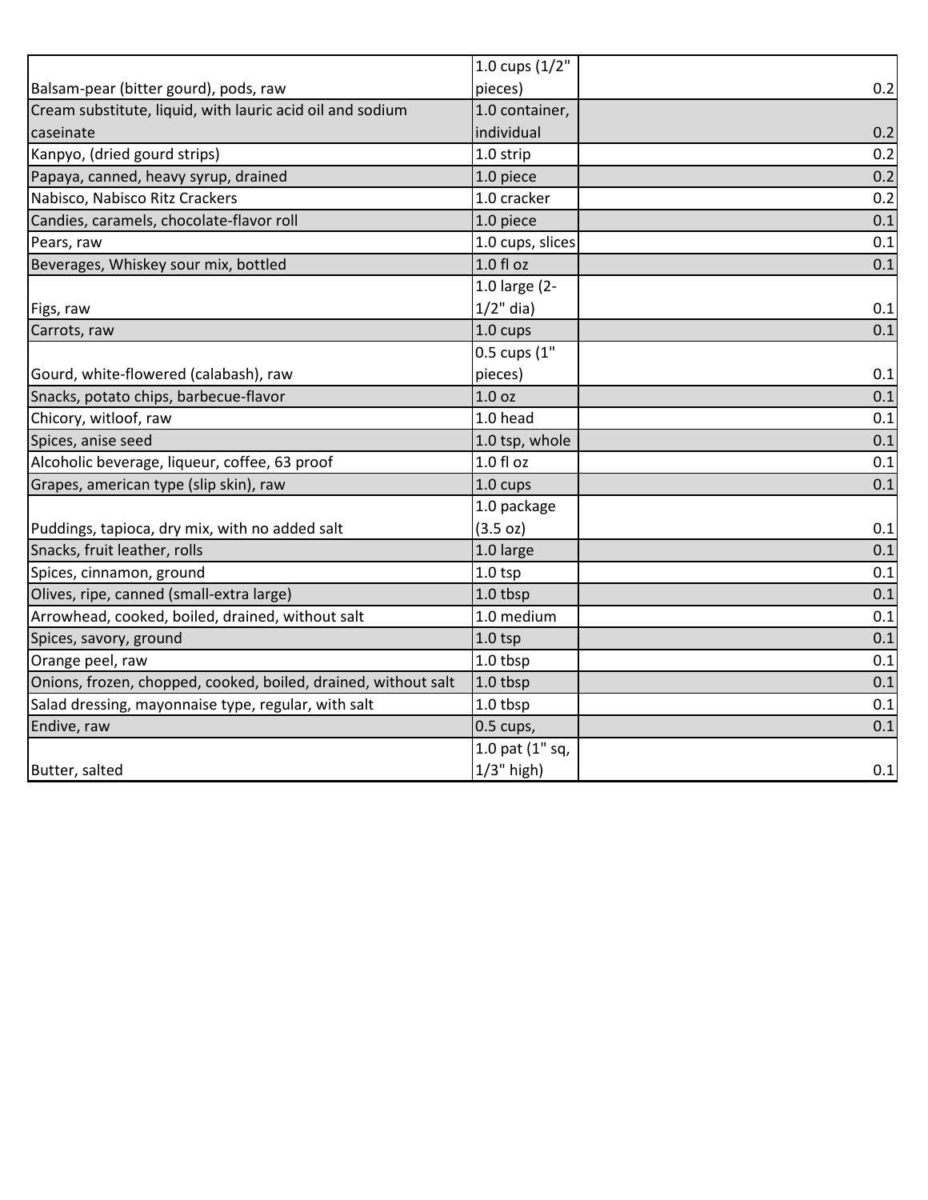| | | |
|---|---|---|
| Balsam-pear (bitter gourd), pods, raw | 1.0 cups (1/2" pieces) | 0.2 |
| Cream substitute, liquid, with lauric acid oil and sodium caseinate | 1.0 container, individual | 0.2 |
| Kanpyo, (dried gourd strips) | 1.0 strip | 0.2 |
| Papaya, canned, heavy syrup, drained | 1.0 piece | 0.2 |
| Nabisco, Nabisco Ritz Crackers | 1.0 cracker | 0.2 |
| Candies, caramels, chocolate-flavor roll | 1.0 piece | 0.1 |
| Pears, raw | 1.0 cups, slices | 0.1 |
| Beverages, Whiskey sour mix, bottled | 1.0 fl oz | 0.1 |
| Figs, raw | 1.0 large (2-1/2" dia) | 0.1 |
| Carrots, raw | 1.0 cups | 0.1 |
| Gourd, white-flowered (calabash), raw | 0.5 cups (1" pieces) | 0.1 |
| Snacks, potato chips, barbecue-flavor | 1.0 oz | 0.1 |
| Chicory, witloof, raw | 1.0 head | 0.1 |
| Spices, anise seed | 1.0 tsp, whole | 0.1 |
| Alcoholic beverage, liqueur, coffee, 63 proof | 1.0 fl oz | 0.1 |
| Grapes, american type (slip skin), raw | 1.0 cups | 0.1 |
| Puddings, tapioca, dry mix, with no added salt | 1.0 package (3.5 oz) | 0.1 |
| Snacks, fruit leather, rolls | 1.0 large | 0.1 |
| Spices, cinnamon, ground | 1.0 tsp | 0.1 |
| Olives, ripe, canned (small-extra large) | 1.0 tbsp | 0.1 |
| Arrowhead, cooked, boiled, drained, without salt | 1.0 medium | 0.1 |
| Spices, savory, ground | 1.0 tsp | 0.1 |
| Orange peel, raw | 1.0 tbsp | 0.1 |
| Onions, frozen, chopped, cooked, boiled, drained, without salt | 1.0 tbsp | 0.1 |
| Salad dressing, mayonnaise type, regular, with salt | 1.0 tbsp | 0.1 |
| Endive, raw | 0.5 cups, | 0.1 |
| Butter, salted | 1.0 pat (1" sq, 1/3" high) | 0.1 |